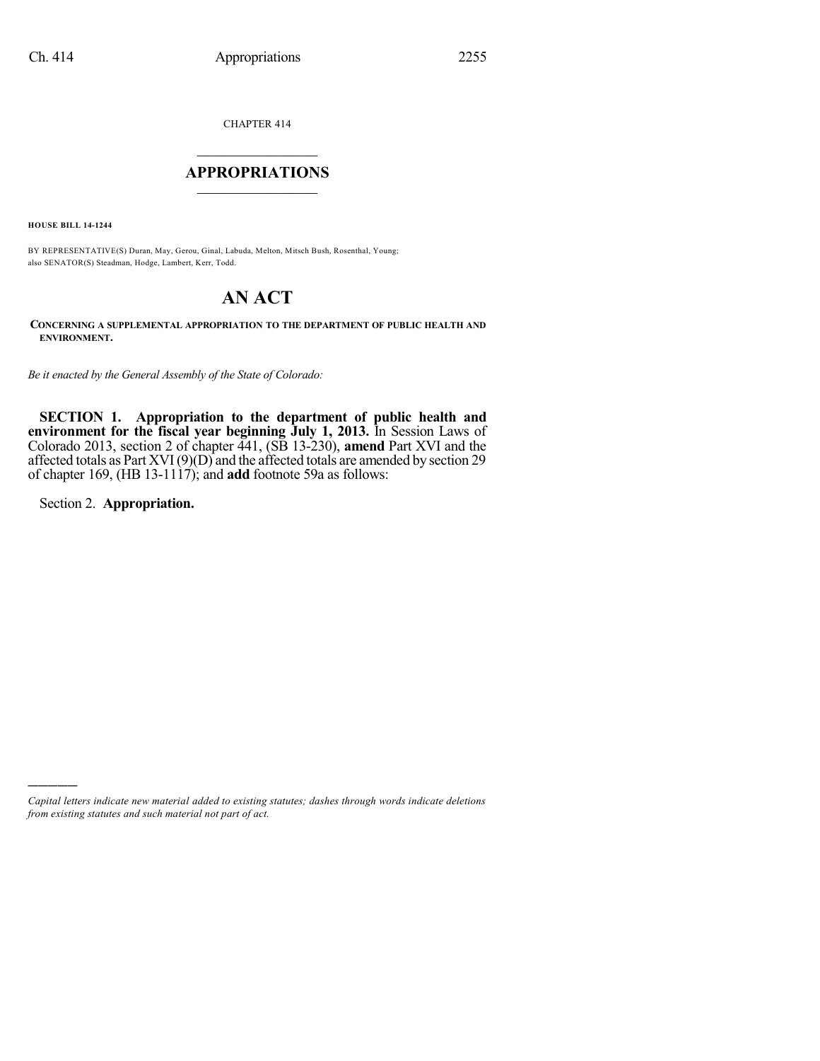CHAPTER 414

# APPROPRIATIONS

**HOUSE BILL 14-1244**

BY REPRESENTATIVE(S) Duran, May, Gerou, Ginal, Labuda, Melton, Mitsch Bush, Rosenthal, Young; also SENATOR(S) Steadman, Hodge, Lambert, Kerr, Todd.

# AN ACT

**CONCERNING A SUPPLEMENTAL APPROPRIATION TO THE DEPARTMENT OF PUBLIC HEALTH AND ENVIRONMENT.**

*Be it enacted by the General Assembly of the State of Colorado:*

**SECTION 1. Appropriation to the department of public health and environment for the fiscal year beginning July 1, 2013.** In Session Laws of Colorado 2013, section 2 of chapter 441, (SB 13-230), **amend** Part XVI and the affected totals as Part XVI (9)(D) and the affected totals are amended by section 29 of chapter 169, (HB 13-1117); and **add** footnote 59a as follows:

Section 2. **Appropriation.**

---

*Capital letters indicate new material added to existing statutes; dashes through words indicate deletions from existing statutes and such material not part of act.*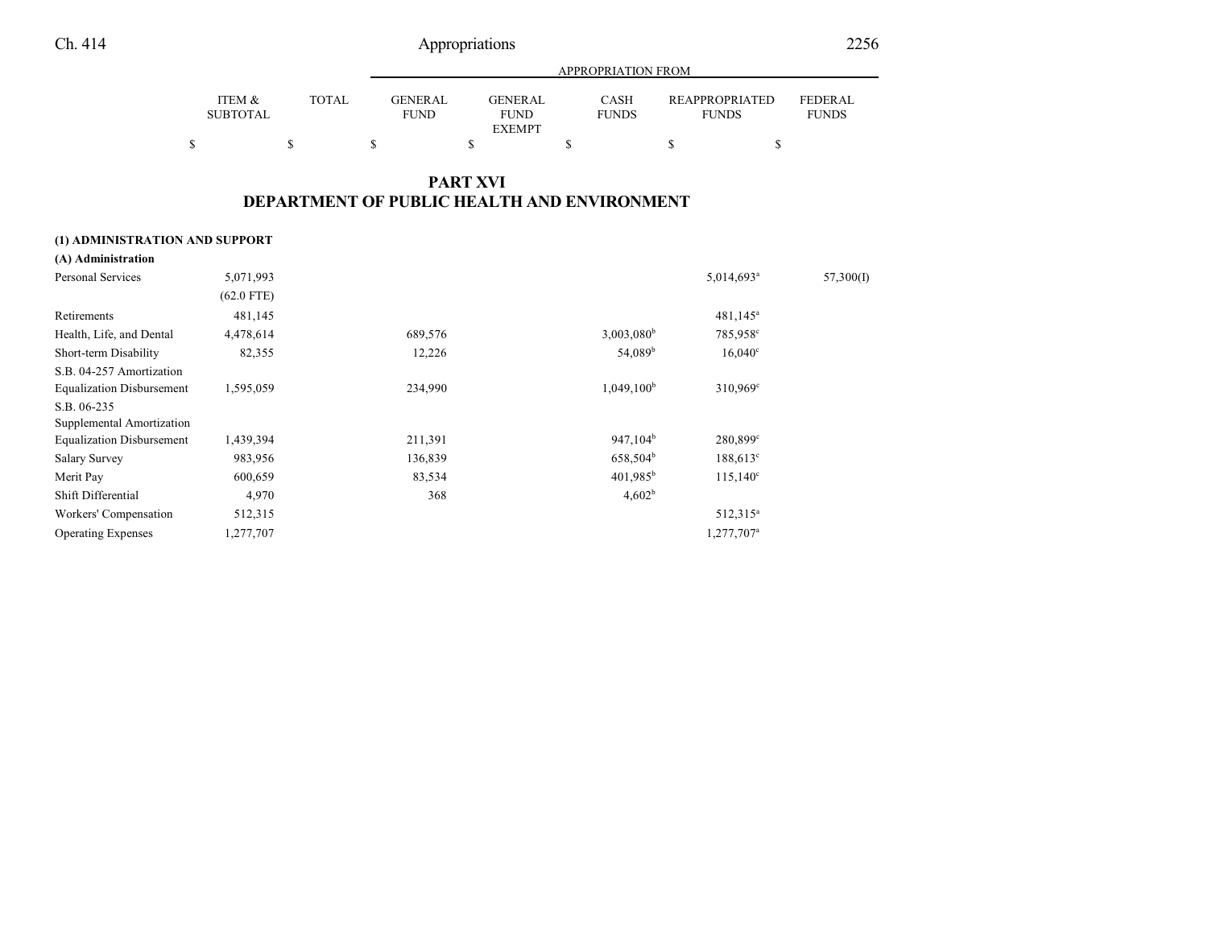## PART XVI
## DEPARTMENT OF PUBLIC HEALTH AND ENVIRONMENT

| | ITEM & SUBTOTAL | TOTAL | GENERAL FUND | GENERAL FUND EXEMPT | CASH FUNDS | REAPPROPRIATED FUNDS | FEDERAL FUNDS |
|---|---|---|---|---|---|---|---|
| | $ | $ | $ | $ | $ | $ | $ |
| **(1) ADMINISTRATION AND SUPPORT** | | | | | | | |
| **(A) Administration** | | | | | | | |
| Personal Services | 5,071,993 | | | | | 5,014,693[a] | 57,300(I) |
| | (62.0 FTE) | | | | | | |
| Retirements | 481,145 | | | | | 481,145[a] | |
| Health, Life, and Dental | 4,478,614 | | 689,576 | | 3,003,080[b] | 785,958[c] | |
| Short-term Disability | 82,355 | | 12,226 | | 54,089[b] | 16,040[c] | |
| S.B. 04-257 Amortization Equalization Disbursement | 1,595,059 | | 234,990 | | 1,049,100[b] | 310,969[c] | |
| S.B. 06-235 Supplemental Amortization Equalization Disbursement | 1,439,394 | | 211,391 | | 947,104[b] | 280,899[c] | |
| Salary Survey | 983,956 | | 136,839 | | 658,504[b] | 188,613[c] | |
| Merit Pay | 600,659 | | 83,534 | | 401,985[b] | 115,140[c] | |
| Shift Differential | 4,970 | | 368 | | 4,602[b] | | |
| Workers' Compensation | 512,315 | | | | | 512,315[a] | |
| Operating Expenses | 1,277,707 | | | | | 1,277,707[a] | |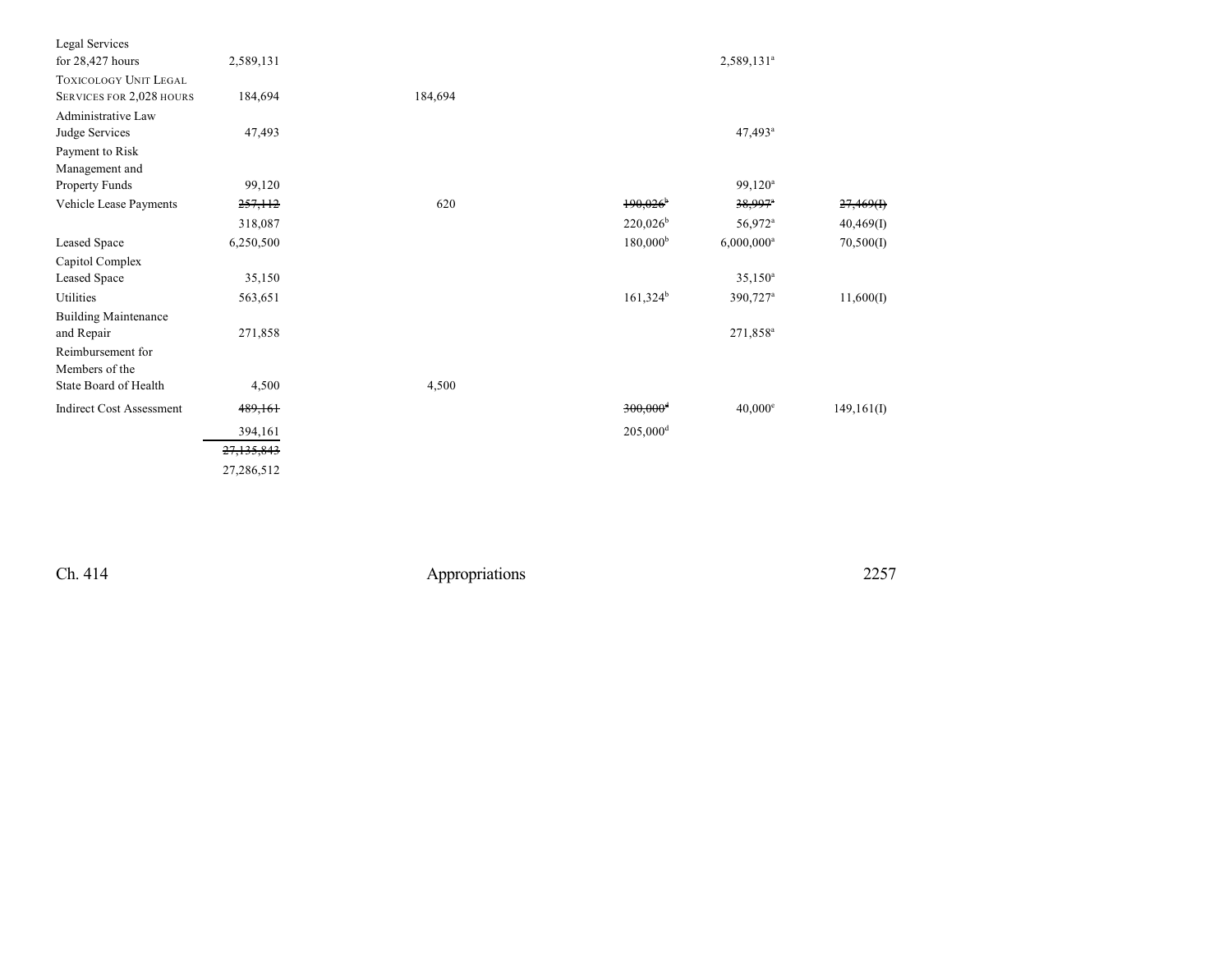| | | | | | | |
|---|---|---|---|---|---|---|
| Legal Services for 28,427 hours | 2,589,131 | | | | 2,589,131[a] | |
| TOXICOLOGY UNIT LEGAL SERVICES FOR 2,028 HOURS | 184,694 | 184,694 | | | | |
| Administrative Law Judge Services | 47,493 | | | | 47,493[a] | |
| Payment to Risk Management and Property Funds | 99,120 | | | | 99,120[a] | |
| Vehicle Lease Payments | ~~257,112~~ | 620 | | ~~190,026[b]~~ | ~~38,997[a]~~ | ~~27,469(I)~~ |
| | 318,087 | | | 220,026[b] | 56,972[a] | 40,469(I) |
| Leased Space | 6,250,500 | | | 180,000[b] | 6,000,000[a] | 70,500(I) |
| Capitol Complex Leased Space | 35,150 | | | | 35,150[a] | |
| Utilities | 563,651 | | | 161,324[b] | 390,727[a] | 11,600(I) |
| Building Maintenance and Repair | 271,858 | | | | 271,858[a] | |
| Reimbursement for Members of the State Board of Health | 4,500 | 4,500 | | | | |
| Indirect Cost Assessment | ~~489,161~~ | | | ~~300,000[d]~~ | 40,000[e] | 149,161(I) |
| | 394,161 | | | 205,000[d] | | |
| | ~~27,135,843~~ | | | | | |
| | 27,286,512 | | | | | |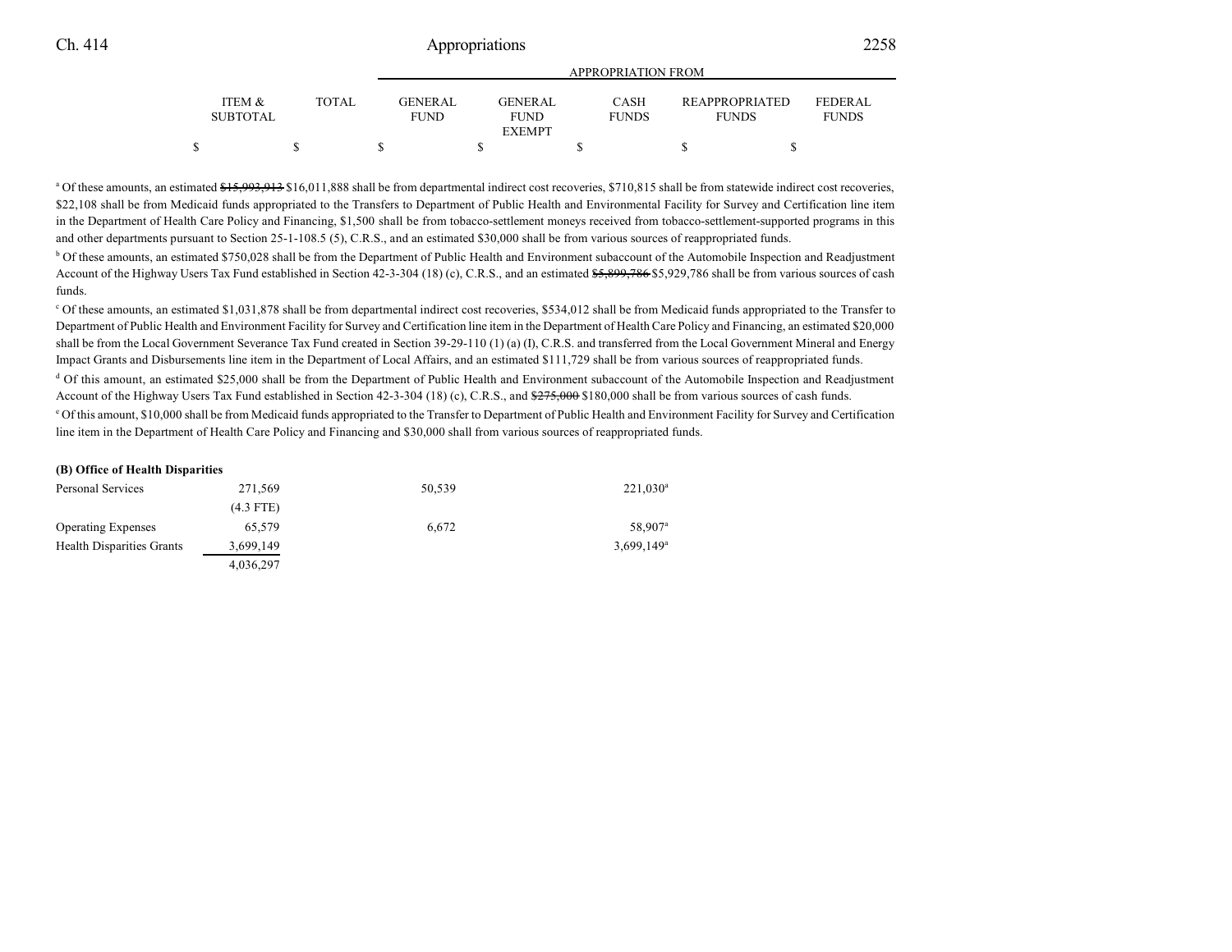| | ITEM & SUBTOTAL | TOTAL | GENERAL FUND | GENERAL FUND EXEMPT | CASH FUNDS | REAPPROPRIATED FUNDS | FEDERAL FUNDS |
|---|---|---|---|---|---|---|---|
| | | | APPROPRIATION FROM | | | | |
| | $ | $ | $ | $ | $ | $ | $ |

[a] Of these amounts, an estimated ~~$15,993,913~~ $16,011,888 shall be from departmental indirect cost recoveries, $710,815 shall be from statewide indirect cost recoveries, $22,108 shall be from Medicaid funds appropriated to the Transfers to Department of Public Health and Environmental Facility for Survey and Certification line item in the Department of Health Care Policy and Financing, $1,500 shall be from tobacco-settlement moneys received from tobacco-settlement-supported programs in this and other departments pursuant to Section 25-1-108.5 (5), C.R.S., and an estimated $30,000 shall be from various sources of reappropriated funds.

[b] Of these amounts, an estimated $750,028 shall be from the Department of Public Health and Environment subaccount of the Automobile Inspection and Readjustment Account of the Highway Users Tax Fund established in Section 42-3-304 (18) (c), C.R.S., and an estimated ~~$5,899,786~~ $5,929,786 shall be from various sources of cash funds.

[c] Of these amounts, an estimated $1,031,878 shall be from departmental indirect cost recoveries, $534,012 shall be from Medicaid funds appropriated to the Transfer to Department of Public Health and Environment Facility for Survey and Certification line item in the Department of Health Care Policy and Financing, an estimated $20,000 shall be from the Local Government Severance Tax Fund created in Section 39-29-110 (1) (a) (I), C.R.S. and transferred from the Local Government Mineral and Energy Impact Grants and Disbursements line item in the Department of Local Affairs, and an estimated $111,729 shall be from various sources of reappropriated funds.

[d] Of this amount, an estimated $25,000 shall be from the Department of Public Health and Environment subaccount of the Automobile Inspection and Readjustment Account of the Highway Users Tax Fund established in Section 42-3-304 (18) (c), C.R.S., and ~~$275,000~~ $180,000 shall be from various sources of cash funds.

[e] Of this amount, $10,000 shall be from Medicaid funds appropriated to the Transfer to Department of Public Health and Environment Facility for Survey and Certification line item in the Department of Health Care Policy and Financing and $30,000 shall from various sources of reappropriated funds.

**(B) Office of Health Disparities**

| | ITEM & SUBTOTAL | TOTAL | GENERAL FUND | GENERAL FUND EXEMPT | CASH FUNDS | REAPPROPRIATED FUNDS | FEDERAL FUNDS |
|---|---|---|---|---|---|---|---|
| Personal Services | 271,569 | | 50,539 | | 221,030[a] | | |
| | (4.3 FTE) | | | | | | |
| Operating Expenses | 65,579 | | 6,672 | | 58,907[a] | | |
| Health Disparities Grants | 3,699,149 | | | | 3,699,149[a] | | |
| | 4,036,297 | | | | | | |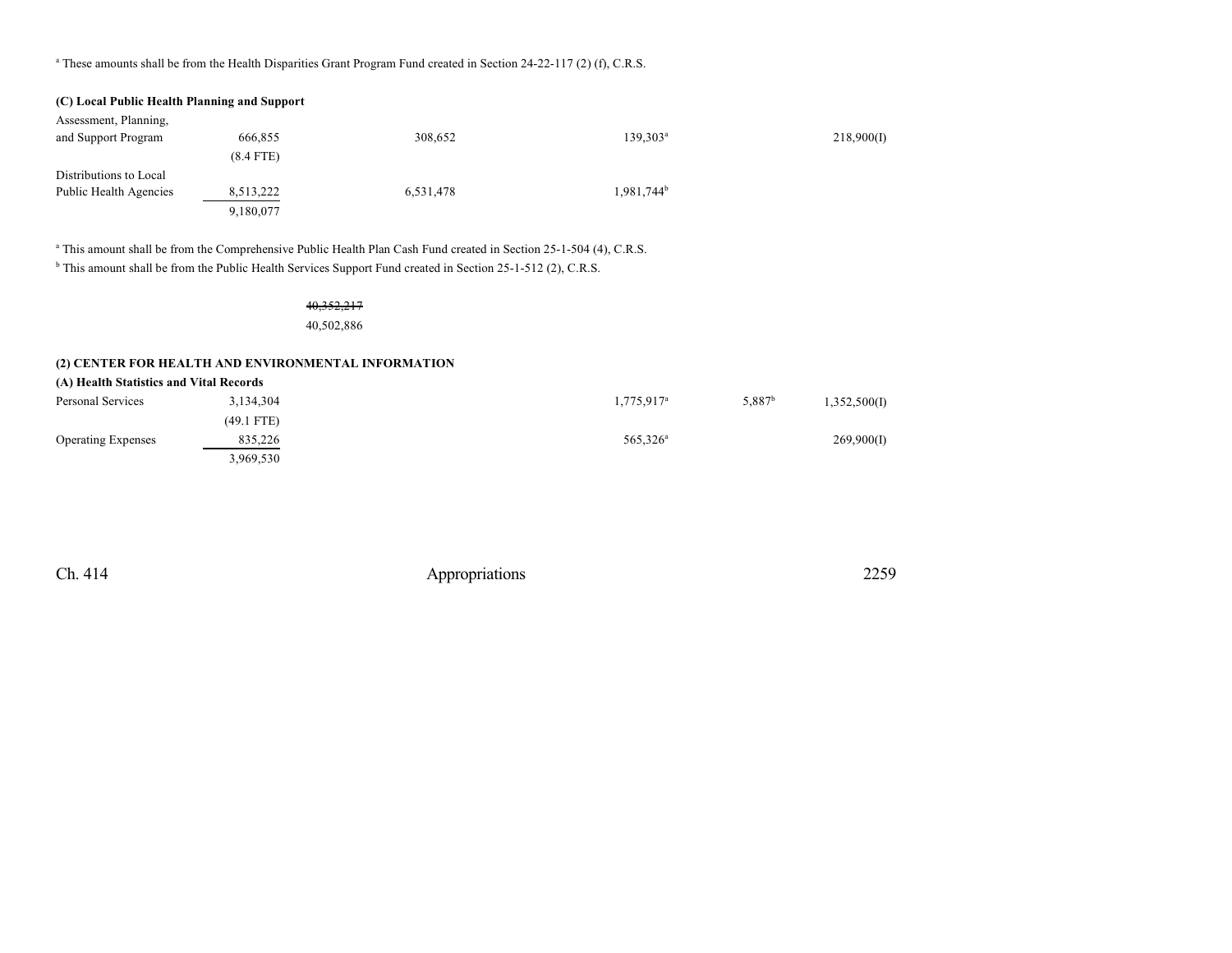[a] These amounts shall be from the Health Disparities Grant Program Fund created in Section 24-22-117 (2) (f), C.R.S.

**(C) Local Public Health Planning and Support**

| | | | | | | |
|---|---|---|---|---|---|---|
| Assessment, Planning, and Support Program | 666,855 (8.4 FTE) | | 308,652 | 139,303[a] | | 218,900(I) |
| Distributions to Local Public Health Agencies | 8,513,222 | | 6,531,478 | 1,981,744[b] | | |
| | 9,180,077 | | | | | |

[a] This amount shall be from the Comprehensive Public Health Plan Cash Fund created in Section 25-1-504 (4), C.R.S.
[b] This amount shall be from the Public Health Services Support Fund created in Section 25-1-512 (2), C.R.S.

| | | | | | | |
|---|---|---|---|---|---|---|
| | | ~~40,352,217~~ 40,502,886 | | | | |

**(2) CENTER FOR HEALTH AND ENVIRONMENTAL INFORMATION**

**(A) Health Statistics and Vital Records**

| | | | | | | |
|---|---|---|---|---|---|---|
| Personal Services | 3,134,304 (49.1 FTE) | | | 1,775,917[a] | 5,887[b] | 1,352,500(I) |
| Operating Expenses | 835,226 | | | 565,326[a] | | 269,900(I) |
| | 3,969,530 | | | | | |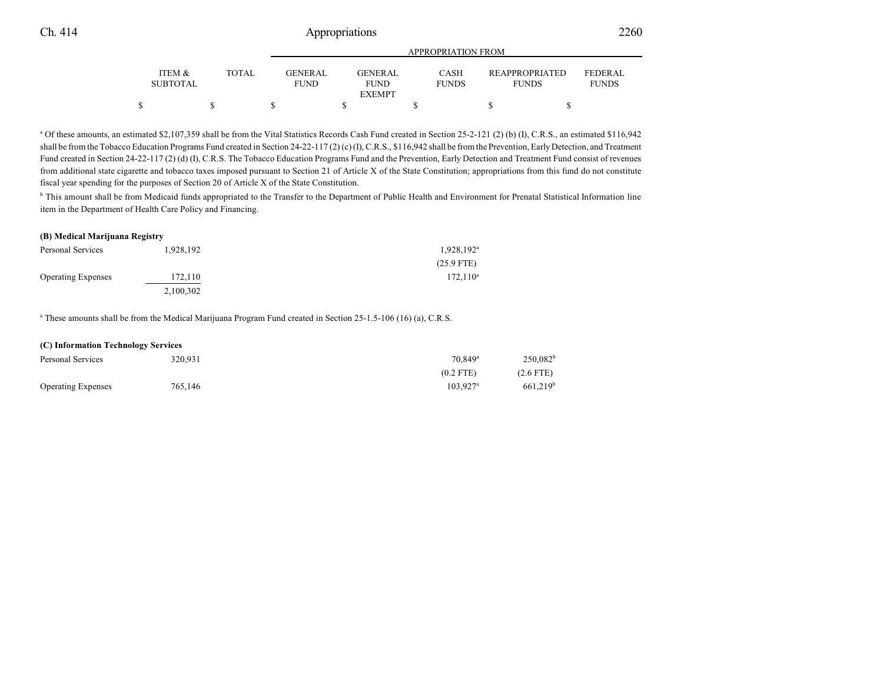| | ITEM & SUBTOTAL | TOTAL | GENERAL FUND | GENERAL FUND EXEMPT | CASH FUNDS | REAPPROPRIATED FUNDS | FEDERAL FUNDS |
|---|---|---|---|---|---|---|---|
| | | | APPROPRIATION FROM | | | | |
| | $ | $ | $ | $ | $ | $ | $ |

[a] Of these amounts, an estimated $2,107,359 shall be from the Vital Statistics Records Cash Fund created in Section 25-2-121 (2) (b) (I), C.R.S., an estimated $116,942 shall be from the Tobacco Education Programs Fund created in Section 24-22-117 (2) (c) (I), C.R.S., $116,942 shall be from the Prevention, Early Detection, and Treatment Fund created in Section 24-22-117 (2) (d) (I), C.R.S. The Tobacco Education Programs Fund and the Prevention, Early Detection and Treatment Fund consist of revenues from additional state cigarette and tobacco taxes imposed pursuant to Section 21 of Article X of the State Constitution; appropriations from this fund do not constitute fiscal year spending for the purposes of Section 20 of Article X of the State Constitution.

[b] This amount shall be from Medicaid funds appropriated to the Transfer to the Department of Public Health and Environment for Prenatal Statistical Information line item in the Department of Health Care Policy and Financing.

**(B) Medical Marijuana Registry**

| | ITEM & SUBTOTAL | TOTAL | GENERAL FUND | GENERAL FUND EXEMPT | CASH FUNDS | REAPPROPRIATED FUNDS | FEDERAL FUNDS |
|---|---|---|---|---|---|---|---|
| Personal Services | 1,928,192 | | | | 1,928,192[a] | | |
| | | | | | (25.9 FTE) | | |
| Operating Expenses | 172,110 | | | | 172,110[a] | | |
| | 2,100,302 | | | | | | |

[a] These amounts shall be from the Medical Marijuana Program Fund created in Section 25-1.5-106 (16) (a), C.R.S.

**(C) Information Technology Services**

| | ITEM & SUBTOTAL | TOTAL | GENERAL FUND | GENERAL FUND EXEMPT | CASH FUNDS | REAPPROPRIATED FUNDS | FEDERAL FUNDS |
|---|---|---|---|---|---|---|---|
| Personal Services | 320,931 | | | | 70,849[a] | 250,082[b] | |
| | | | | | (0.2 FTE) | (2.6 FTE) | |
| Operating Expenses | 765,146 | | | | 103,927[a] | 661,219[b] | |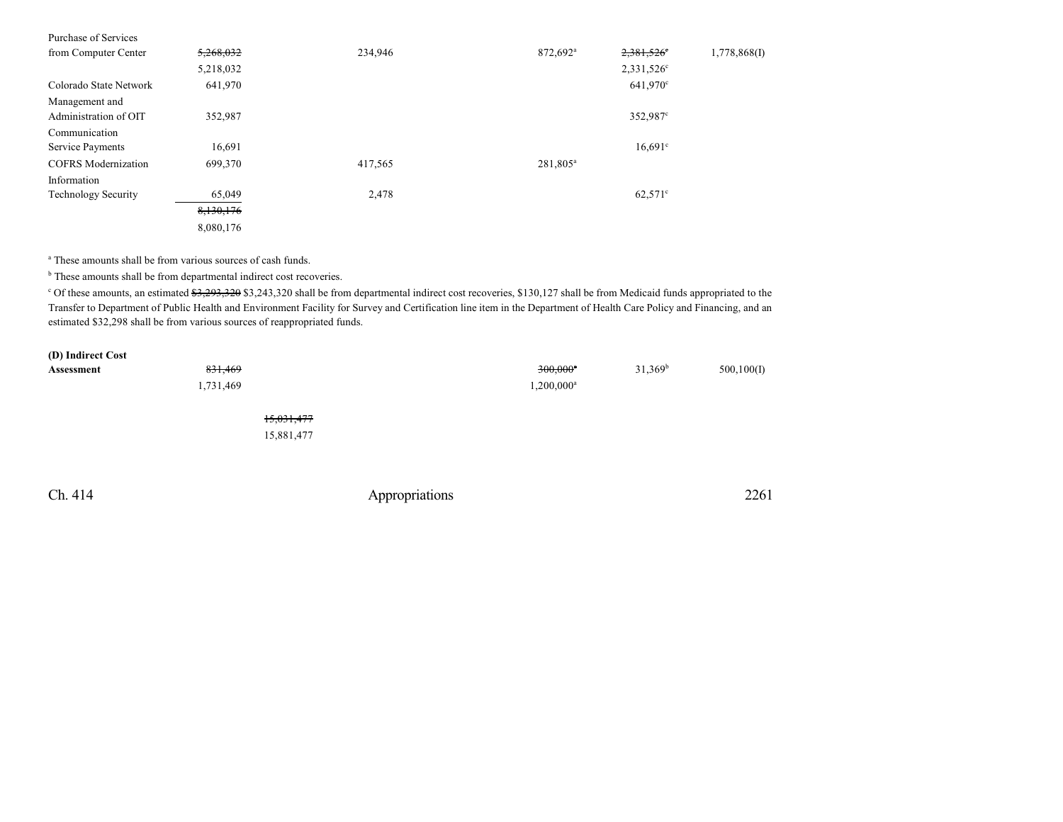| | | | | | |
|---|---|---|---|---|---|
| Purchase of Services from Computer Center | ~~5,268,032~~ 5,218,032 | 234,946 | 872,692[a] | ~~2,381,526[c]~~ 2,331,526[c] | 1,778,868(I) |
| Colorado State Network | 641,970 | | | 641,970[c] | |
| Management and Administration of OIT | 352,987 | | | 352,987[c] | |
| Communication Service Payments | 16,691 | | | 16,691[c] | |
| COFRS Modernization | 699,370 | 417,565 | 281,805[a] | | |
| Information Technology Security | 65,049 | 2,478 | | 62,571[c] | |
| | ~~8,130,176~~ 8,080,176 | | | | |

[a] These amounts shall be from various sources of cash funds.

[b] These amounts shall be from departmental indirect cost recoveries.

[c] Of these amounts, an estimated ~~$3,293,320~~ $3,243,320 shall be from departmental indirect cost recoveries, $130,127 shall be from Medicaid funds appropriated to the Transfer to Department of Public Health and Environment Facility for Survey and Certification line item in the Department of Health Care Policy and Financing, and an estimated $32,298 shall be from various sources of reappropriated funds.

| | | | | | |
|---|---|---|---|---|---|
| **(D) Indirect Cost Assessment** | ~~831,469~~ 1,731,469 | | ~~300,000[a]~~ 1,200,000[a] | 31,369[b] | 500,100(I) |
| | | ~~15,031,477~~ 15,881,477 | | | |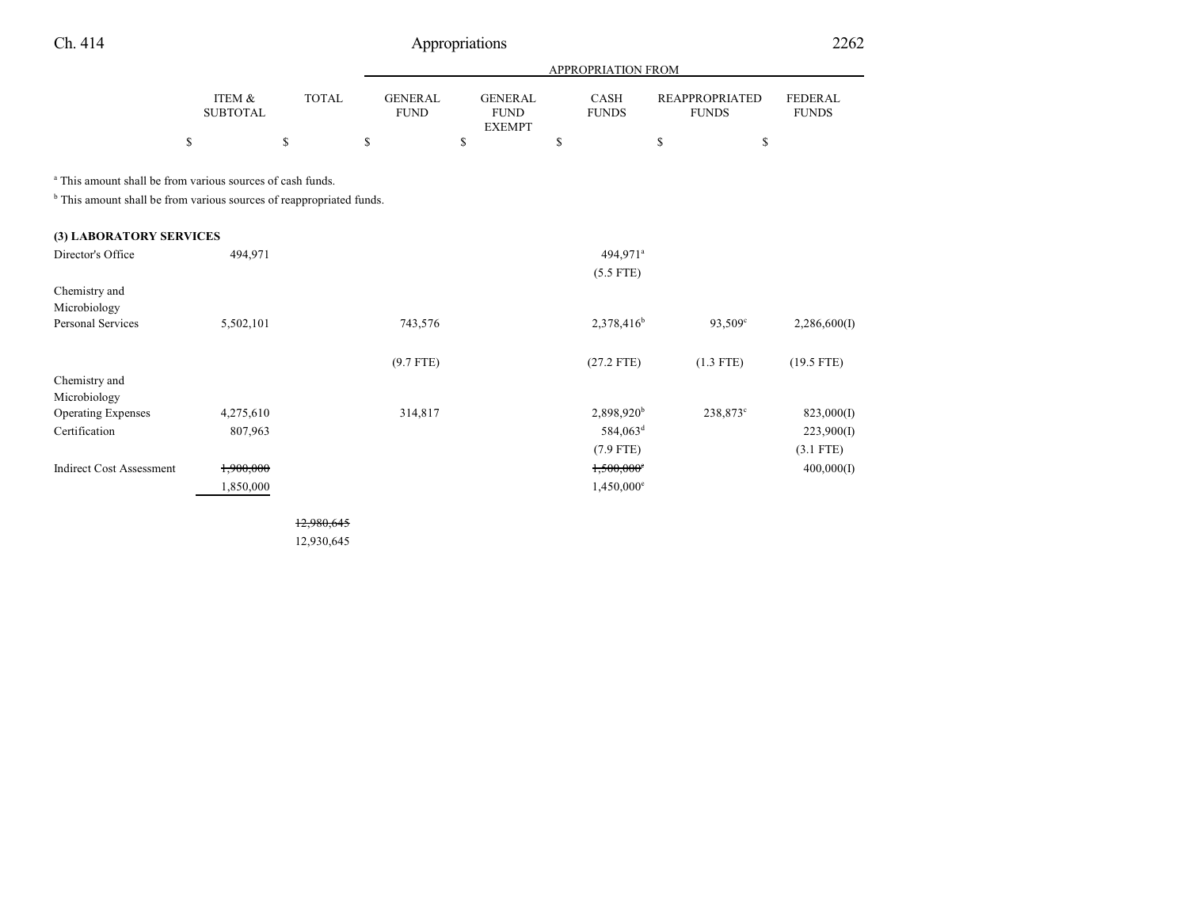| | ITEM & SUBTOTAL | TOTAL | GENERAL FUND | GENERAL FUND EXEMPT | CASH FUNDS | REAPPROPRIATED FUNDS | FEDERAL FUNDS |
|---|---|---|---|---|---|---|---|
| | | | APPROPRIATION FROM | | | | |
| | $ | $ | $ | $ | $ | $ | $ |

[a] This amount shall be from various sources of cash funds.

[b] This amount shall be from various sources of reappropriated funds.

**(3) LABORATORY SERVICES**

| | ITEM & SUBTOTAL | TOTAL | GENERAL FUND | GENERAL FUND EXEMPT | CASH FUNDS | REAPPROPRIATED FUNDS | FEDERAL FUNDS |
|---|---|---|---|---|---|---|---|
| Director's Office | 494,971 | | | | 494,971[a] | | |
| | | | | | (5.5 FTE) | | |
| Chemistry and Microbiology Personal Services | 5,502,101 | | 743,576 | | 2,378,416[b] | 93,509[c] | 2,286,600(I) |
| | | | (9.7 FTE) | | (27.2 FTE) | (1.3 FTE) | (19.5 FTE) |
| Chemistry and Microbiology Operating Expenses | 4,275,610 | | 314,817 | | 2,898,920[b] | 238,873[c] | 823,000(I) |
| Certification | 807,963 | | | | 584,063[d] | | 223,900(I) |
| | | | | | (7.9 FTE) | | (3.1 FTE) |
| Indirect Cost Assessment | ~~1,900,000~~ | | | | ~~1,500,000~~[e] | | 400,000(I) |
| | 1,850,000 | | | | 1,450,000[e] | | |
| | | ~~12,980,645~~ | | | | | |
| | | 12,930,645 | | | | | |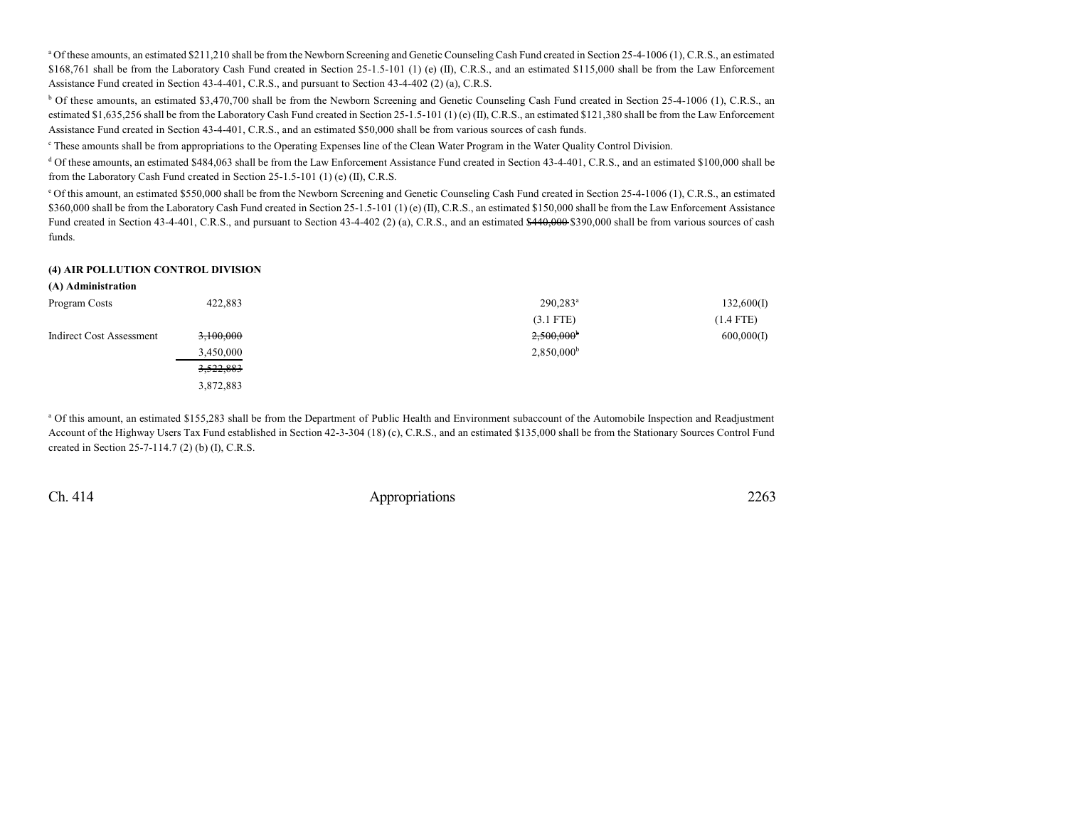[a] Of these amounts, an estimated $211,210 shall be from the Newborn Screening and Genetic Counseling Cash Fund created in Section 25-4-1006 (1), C.R.S., an estimated $168,761 shall be from the Laboratory Cash Fund created in Section 25-1.5-101 (1) (e) (II), C.R.S., and an estimated $115,000 shall be from the Law Enforcement Assistance Fund created in Section 43-4-401, C.R.S., and pursuant to Section 43-4-402 (2) (a), C.R.S.

[b] Of these amounts, an estimated $3,470,700 shall be from the Newborn Screening and Genetic Counseling Cash Fund created in Section 25-4-1006 (1), C.R.S., an estimated $1,635,256 shall be from the Laboratory Cash Fund created in Section 25-1.5-101 (1) (e) (II), C.R.S., an estimated $121,380 shall be from the Law Enforcement Assistance Fund created in Section 43-4-401, C.R.S., and an estimated $50,000 shall be from various sources of cash funds.

[c] These amounts shall be from appropriations to the Operating Expenses line of the Clean Water Program in the Water Quality Control Division.

[d] Of these amounts, an estimated $484,063 shall be from the Law Enforcement Assistance Fund created in Section 43-4-401, C.R.S., and an estimated $100,000 shall be from the Laboratory Cash Fund created in Section 25-1.5-101 (1) (e) (II), C.R.S.

[e] Of this amount, an estimated $550,000 shall be from the Newborn Screening and Genetic Counseling Cash Fund created in Section 25-4-1006 (1), C.R.S., an estimated $360,000 shall be from the Laboratory Cash Fund created in Section 25-1.5-101 (1) (e) (II), C.R.S., an estimated $150,000 shall be from the Law Enforcement Assistance Fund created in Section 43-4-401, C.R.S., and pursuant to Section 43-4-402 (2) (a), C.R.S., and an estimated ~~$440,000~~ $390,000 shall be from various sources of cash funds.

**(4) AIR POLLUTION CONTROL DIVISION**

**(A) Administration**

| | Total | | | Cash Funds | Cash Funds Exempt |
|---|---|---|---|---|---|
| Program Costs | 422,883 | | | 290,283[a] | 132,600(I) |
| | | | | (3.1 FTE) | (1.4 FTE) |
| Indirect Cost Assessment | ~~3,100,000~~ | | | ~~2,500,000~~[b] | 600,000(I) |
| | 3,450,000 | | | 2,850,000[b] | |
| | ~~3,522,883~~ | | | | |
| | 3,872,883 | | | | |

[a] Of this amount, an estimated $155,283 shall be from the Department of Public Health and Environment subaccount of the Automobile Inspection and Readjustment Account of the Highway Users Tax Fund established in Section 42-3-304 (18) (c), C.R.S., and an estimated $135,000 shall be from the Stationary Sources Control Fund created in Section 25-7-114.7 (2) (b) (I), C.R.S.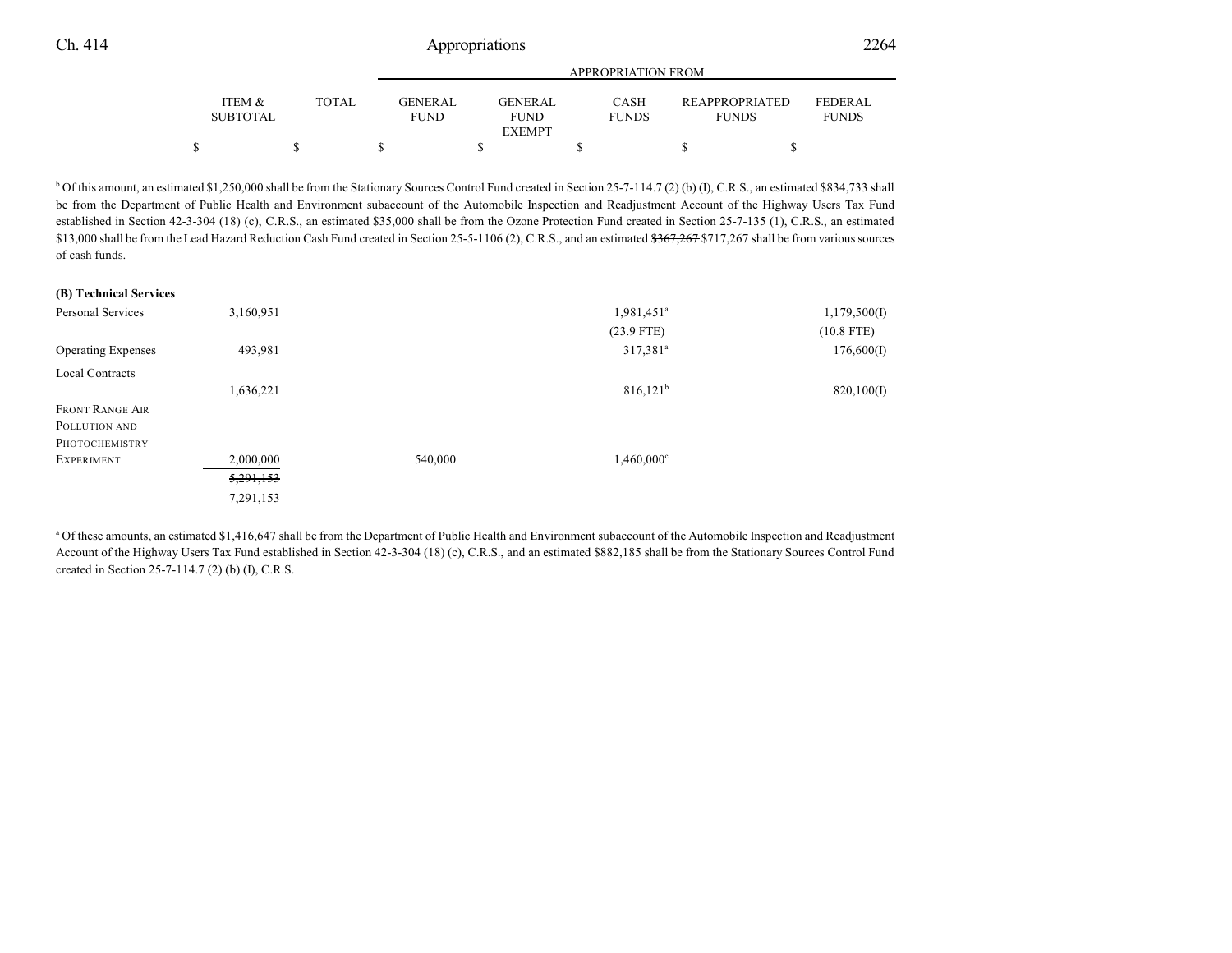| | ITEM & SUBTOTAL | TOTAL | GENERAL FUND | GENERAL FUND EXEMPT | CASH FUNDS | REAPPROPRIATED FUNDS | FEDERAL FUNDS |
|---|---|---|---|---|---|---|---|
| | $ | $ | $ | $ | $ | $ | $ |

[b] Of this amount, an estimated $1,250,000 shall be from the Stationary Sources Control Fund created in Section 25-7-114.7 (2) (b) (I), C.R.S., an estimated $834,733 shall be from the Department of Public Health and Environment subaccount of the Automobile Inspection and Readjustment Account of the Highway Users Tax Fund established in Section 42-3-304 (18) (c), C.R.S., an estimated $35,000 shall be from the Ozone Protection Fund created in Section 25-7-135 (1), C.R.S., an estimated $13,000 shall be from the Lead Hazard Reduction Cash Fund created in Section 25-5-1106 (2), C.R.S., and an estimated ~~$367,267~~ $717,267 shall be from various sources of cash funds.

| | ITEM & SUBTOTAL | TOTAL | GENERAL FUND | GENERAL FUND EXEMPT | CASH FUNDS | REAPPROPRIATED FUNDS | FEDERAL FUNDS |
|---|---|---|---|---|---|---|---|
| **(B) Technical Services** | | | | | | | |
| Personal Services | 3,160,951 | | | | 1,981,451[a] | | 1,179,500(I) |
| | | | | | (23.9 FTE) | | (10.8 FTE) |
| Operating Expenses | 493,981 | | | | 317,381[a] | | 176,600(I) |
| Local Contracts | 1,636,221 | | | | 816,121[b] | | 820,100(I) |
| FRONT RANGE AIR POLLUTION AND PHOTOCHEMISTRY EXPERIMENT | 2,000,000 | | 540,000 | | 1,460,000[c] | | |
| | ~~5,291,153~~ | | | | | | |
| | 7,291,153 | | | | | | |

[a] Of these amounts, an estimated $1,416,647 shall be from the Department of Public Health and Environment subaccount of the Automobile Inspection and Readjustment Account of the Highway Users Tax Fund established in Section 42-3-304 (18) (c), C.R.S., and an estimated $882,185 shall be from the Stationary Sources Control Fund created in Section 25-7-114.7 (2) (b) (I), C.R.S.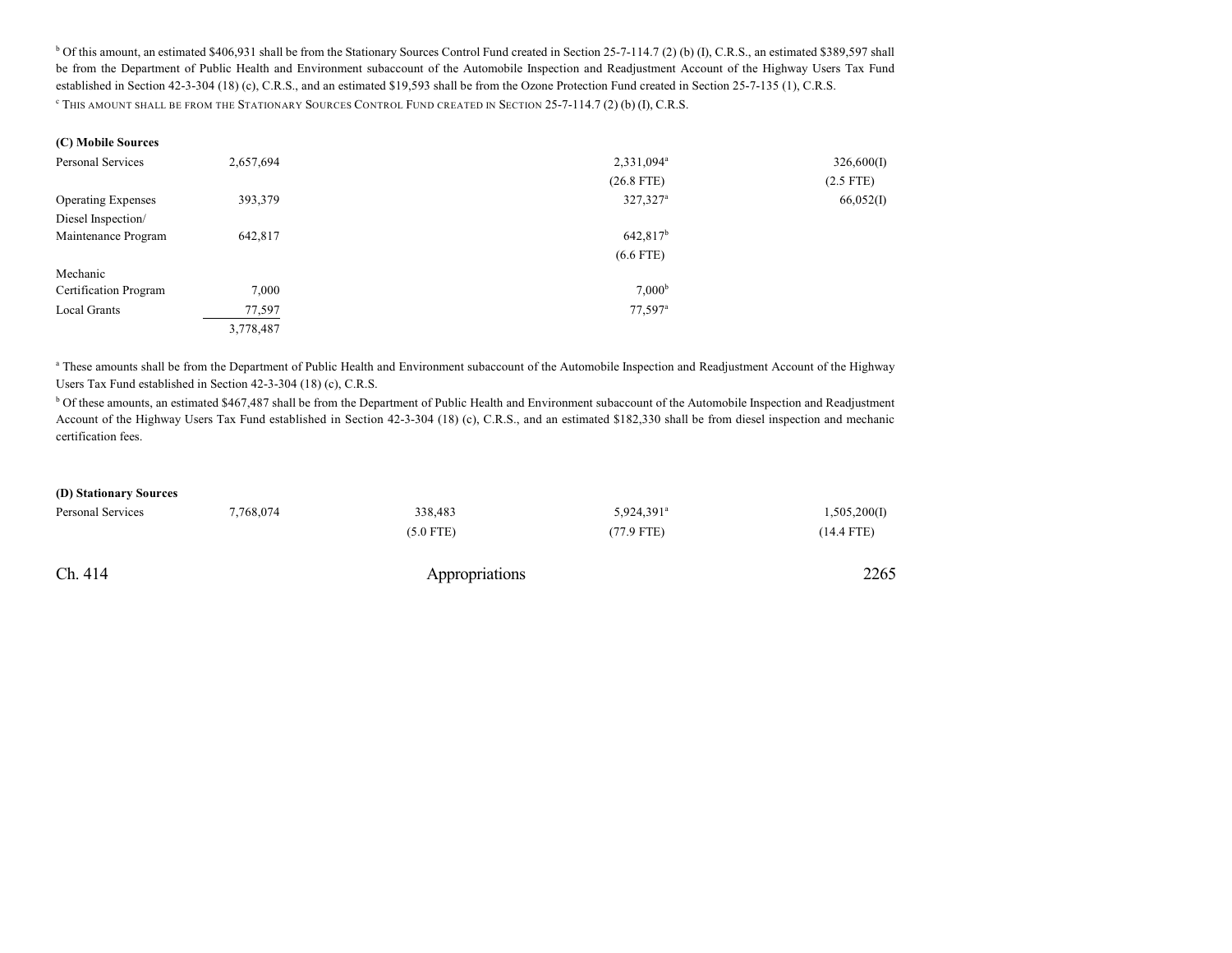[b] Of this amount, an estimated $406,931 shall be from the Stationary Sources Control Fund created in Section 25-7-114.7 (2) (b) (I), C.R.S., an estimated $389,597 shall be from the Department of Public Health and Environment subaccount of the Automobile Inspection and Readjustment Account of the Highway Users Tax Fund established in Section 42-3-304 (18) (c), C.R.S., and an estimated $19,593 shall be from the Ozone Protection Fund created in Section 25-7-135 (1), C.R.S.

[c] THIS AMOUNT SHALL BE FROM THE STATIONARY SOURCES CONTROL FUND CREATED IN SECTION 25-7-114.7 (2) (b) (I), C.R.S.

**(C) Mobile Sources**

| | | | | |
|---|---|---|---|---|
| Personal Services | 2,657,694 | | 2,331,094[a] | 326,600(I) |
| | | | (26.8 FTE) | (2.5 FTE) |
| Operating Expenses | 393,379 | | 327,327[a] | 66,052(I) |
| Diesel Inspection/ Maintenance Program | 642,817 | | 642,817[b] | |
| | | | (6.6 FTE) | |
| Mechanic Certification Program | 7,000 | | 7,000[b] | |
| Local Grants | 77,597 | | 77,597[a] | |
| | 3,778,487 | | | |

[a] These amounts shall be from the Department of Public Health and Environment subaccount of the Automobile Inspection and Readjustment Account of the Highway Users Tax Fund established in Section 42-3-304 (18) (c), C.R.S.

[b] Of these amounts, an estimated $467,487 shall be from the Department of Public Health and Environment subaccount of the Automobile Inspection and Readjustment Account of the Highway Users Tax Fund established in Section 42-3-304 (18) (c), C.R.S., and an estimated $182,330 shall be from diesel inspection and mechanic certification fees.

**(D) Stationary Sources**

| | | | | |
|---|---|---|---|---|
| Personal Services | 7,768,074 | 338,483 | 5,924,391[a] | 1,505,200(I) |
| | | (5.0 FTE) | (77.9 FTE) | (14.4 FTE) |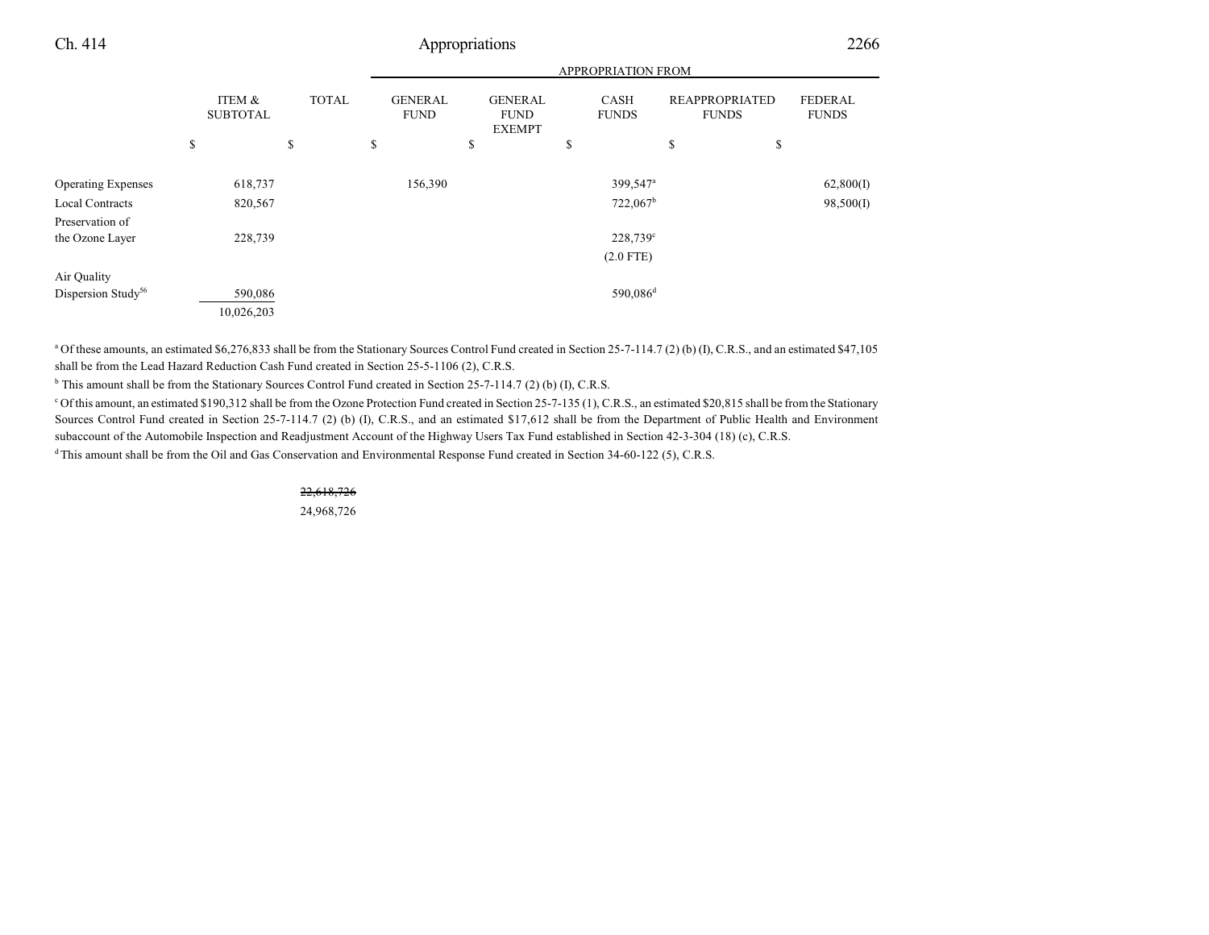| | ITEM & SUBTOTAL | TOTAL | APPROPRIATION FROM GENERAL FUND | GENERAL FUND EXEMPT | CASH FUNDS | REAPPROPRIATED FUNDS | FEDERAL FUNDS |
|---|---|---|---|---|---|---|---|
| | $ | $ | $ | $ | $ | $ | $ |
| Operating Expenses | 618,737 | | 156,390 | | 399,547[a] | | 62,800(I) |
| Local Contracts | 820,567 | | | | 722,067[b] | | 98,500(I) |
| Preservation of the Ozone Layer | 228,739 | | | | 228,739[c] (2.0 FTE) | | |
| Air Quality Dispersion Study[56] | 590,086 | | | | 590,086[d] | | |
| | 10,026,203 | | | | | | |

[a] Of these amounts, an estimated $6,276,833 shall be from the Stationary Sources Control Fund created in Section 25-7-114.7 (2) (b) (I), C.R.S., and an estimated $47,105 shall be from the Lead Hazard Reduction Cash Fund created in Section 25-5-1106 (2), C.R.S.

[b] This amount shall be from the Stationary Sources Control Fund created in Section 25-7-114.7 (2) (b) (I), C.R.S.

[c] Of this amount, an estimated $190,312 shall be from the Ozone Protection Fund created in Section 25-7-135 (1), C.R.S., an estimated $20,815 shall be from the Stationary Sources Control Fund created in Section 25-7-114.7 (2) (b) (I), C.R.S., and an estimated $17,612 shall be from the Department of Public Health and Environment subaccount of the Automobile Inspection and Readjustment Account of the Highway Users Tax Fund established in Section 42-3-304 (18) (c), C.R.S.

[d] This amount shall be from the Oil and Gas Conservation and Environmental Response Fund created in Section 34-60-122 (5), C.R.S.

| | TOTAL |
|---|---|
| | ~~22,618,726~~ |
| | 24,968,726 |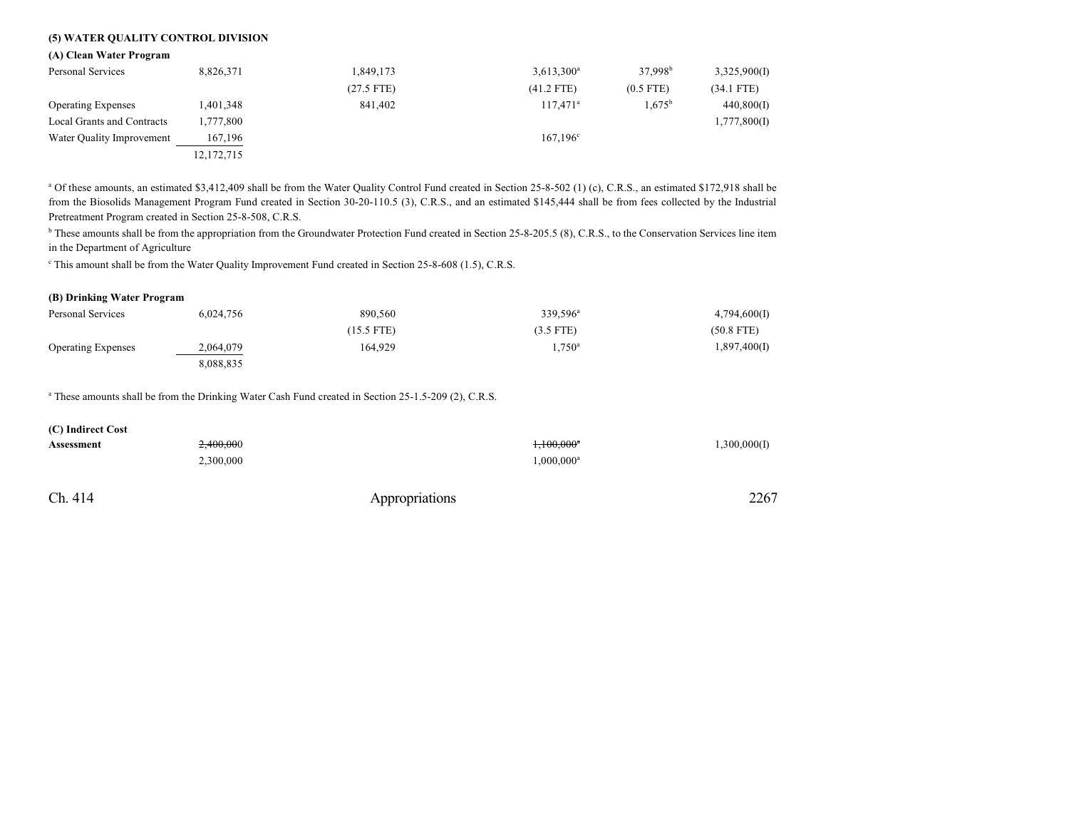### (5) WATER QUALITY CONTROL DIVISION

#### (A) Clean Water Program

| | | | | | |
|---|---|---|---|---|---|
| Personal Services | 8,826,371 | 1,849,173 | 3,613,300[a] | 37,998[b] | 3,325,900(I) |
| | | (27.5 FTE) | (41.2 FTE) | (0.5 FTE) | (34.1 FTE) |
| Operating Expenses | 1,401,348 | 841,402 | 117,471[a] | 1,675[b] | 440,800(I) |
| Local Grants and Contracts | 1,777,800 | | | | 1,777,800(I) |
| Water Quality Improvement | 167,196 | | 167,196[c] | | |
| | 12,172,715 | | | | |

[a] Of these amounts, an estimated $3,412,409 shall be from the Water Quality Control Fund created in Section 25-8-502 (1) (c), C.R.S., an estimated $172,918 shall be from the Biosolids Management Program Fund created in Section 30-20-110.5 (3), C.R.S., and an estimated $145,444 shall be from fees collected by the Industrial Pretreatment Program created in Section 25-8-508, C.R.S.

[b] These amounts shall be from the appropriation from the Groundwater Protection Fund created in Section 25-8-205.5 (8), C.R.S., to the Conservation Services line item in the Department of Agriculture

[c] This amount shall be from the Water Quality Improvement Fund created in Section 25-8-608 (1.5), C.R.S.

#### (B) Drinking Water Program

| | | | | |
|---|---|---|---|---|
| Personal Services | 6,024,756 | 890,560 | 339,596[a] | 4,794,600(I) |
| | | (15.5 FTE) | (3.5 FTE) | (50.8 FTE) |
| Operating Expenses | 2,064,079 | 164,929 | 1,750[a] | 1,897,400(I) |
| | 8,088,835 | | | |

[a] These amounts shall be from the Drinking Water Cash Fund created in Section 25-1.5-209 (2), C.R.S.

#### (C) Indirect Cost

| | | | |
|---|---|---|---|
| **Assessment** | ~~2,400,000~~ | ~~1,100,000~~[a] | 1,300,000(I) |
| | 2,300,000 | 1,000,000[a] | |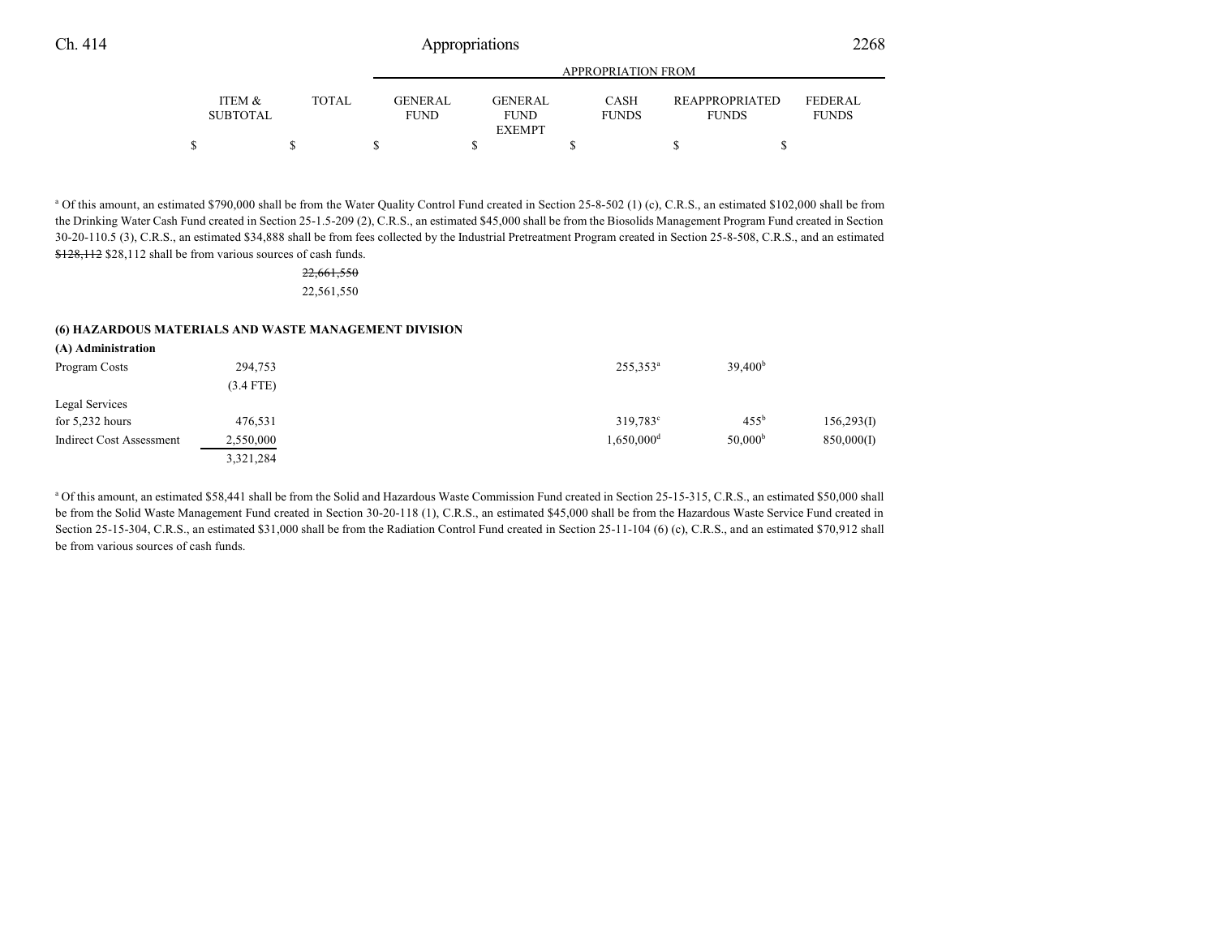| | ITEM & SUBTOTAL | TOTAL | GENERAL FUND | GENERAL FUND EXEMPT | CASH FUNDS | REAPPROPRIATED FUNDS | FEDERAL FUNDS |
|---|---|---|---|---|---|---|---|
| | $ | $ | $ | $ | $ | $ | $ |

[a] Of this amount, an estimated $790,000 shall be from the Water Quality Control Fund created in Section 25-8-502 (1) (c), C.R.S., an estimated $102,000 shall be from the Drinking Water Cash Fund created in Section 25-1.5-209 (2), C.R.S., an estimated $45,000 shall be from the Biosolids Management Program Fund created in Section 30-20-110.5 (3), C.R.S., an estimated $34,888 shall be from fees collected by the Industrial Pretreatment Program created in Section 25-8-508, C.R.S., and an estimated ~~$128,112~~ $28,112 shall be from various sources of cash funds.

| | ITEM & SUBTOTAL | TOTAL | GENERAL FUND | GENERAL FUND EXEMPT | CASH FUNDS | REAPPROPRIATED FUNDS | FEDERAL FUNDS |
|---|---|---|---|---|---|---|---|
| | | ~~22,661,550~~ | | | | | |
| | | 22,561,550 | | | | | |
| **(6) HAZARDOUS MATERIALS AND WASTE MANAGEMENT DIVISION** | | | | | | | |
| **(A) Administration** | | | | | | | |
| Program Costs | 294,753 | | | | 255,353[a] | 39,400[b] | |
| | (3.4 FTE) | | | | | | |
| Legal Services for 5,232 hours | 476,531 | | | | 319,783[c] | 455[b] | 156,293(I) |
| Indirect Cost Assessment | 2,550,000 | | | | 1,650,000[d] | 50,000[b] | 850,000(I) |
| | 3,321,284 | | | | | | |

[a] Of this amount, an estimated $58,441 shall be from the Solid and Hazardous Waste Commission Fund created in Section 25-15-315, C.R.S., an estimated $50,000 shall be from the Solid Waste Management Fund created in Section 30-20-118 (1), C.R.S., an estimated $45,000 shall be from the Hazardous Waste Service Fund created in Section 25-15-304, C.R.S., an estimated $31,000 shall be from the Radiation Control Fund created in Section 25-11-104 (6) (c), C.R.S., and an estimated $70,912 shall be from various sources of cash funds.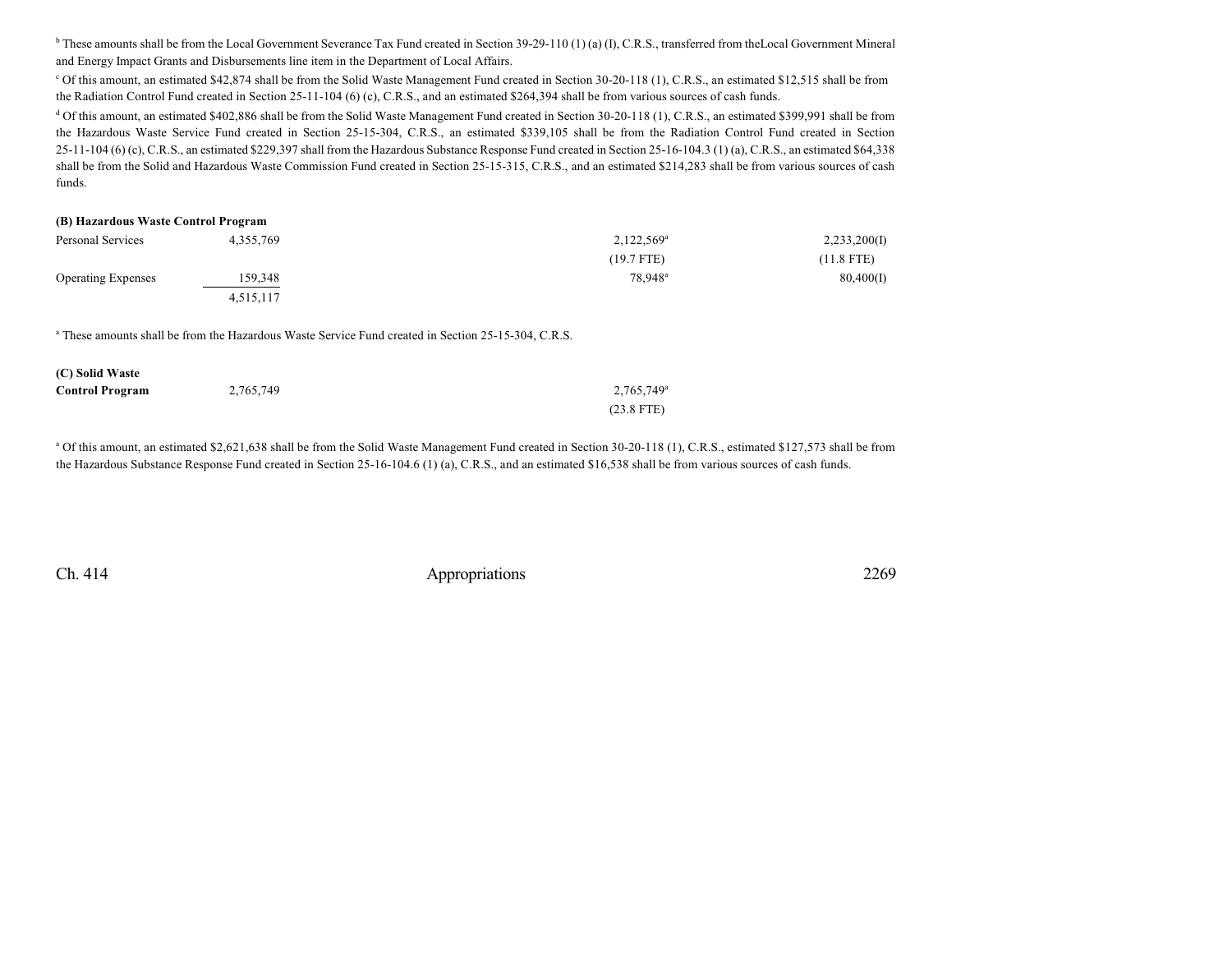[b] These amounts shall be from the Local Government Severance Tax Fund created in Section 39-29-110 (1) (a) (I), C.R.S., transferred from theLocal Government Mineral and Energy Impact Grants and Disbursements line item in the Department of Local Affairs.

[c] Of this amount, an estimated $42,874 shall be from the Solid Waste Management Fund created in Section 30-20-118 (1), C.R.S., an estimated $12,515 shall be from the Radiation Control Fund created in Section 25-11-104 (6) (c), C.R.S., and an estimated $264,394 shall be from various sources of cash funds.

[d] Of this amount, an estimated $402,886 shall be from the Solid Waste Management Fund created in Section 30-20-118 (1), C.R.S., an estimated $399,991 shall be from the Hazardous Waste Service Fund created in Section 25-15-304, C.R.S., an estimated $339,105 shall be from the Radiation Control Fund created in Section 25-11-104 (6) (c), C.R.S., an estimated $229,397 shall from the Hazardous Substance Response Fund created in Section 25-16-104.3 (1) (a), C.R.S., an estimated $64,338 shall be from the Solid and Hazardous Waste Commission Fund created in Section 25-15-315, C.R.S., and an estimated $214,283 shall be from various sources of cash funds.

**(B) Hazardous Waste Control Program**

| | | | |
|---|---|---|---|
| Personal Services | 4,355,769 | 2,122,569[a] | 2,233,200(I) |
| | | (19.7 FTE) | (11.8 FTE) |
| Operating Expenses | 159,348 | 78,948[a] | 80,400(I) |
| | 4,515,117 | | |

[a] These amounts shall be from the Hazardous Waste Service Fund created in Section 25-15-304, C.R.S.

| | | | |
|---|---|---|---|
| **(C) Solid Waste Control Program** | 2,765,749 | 2,765,749[a] | |
| | | (23.8 FTE) | |

[a] Of this amount, an estimated $2,621,638 shall be from the Solid Waste Management Fund created in Section 30-20-118 (1), C.R.S., estimated $127,573 shall be from the Hazardous Substance Response Fund created in Section 25-16-104.6 (1) (a), C.R.S., and an estimated $16,538 shall be from various sources of cash funds.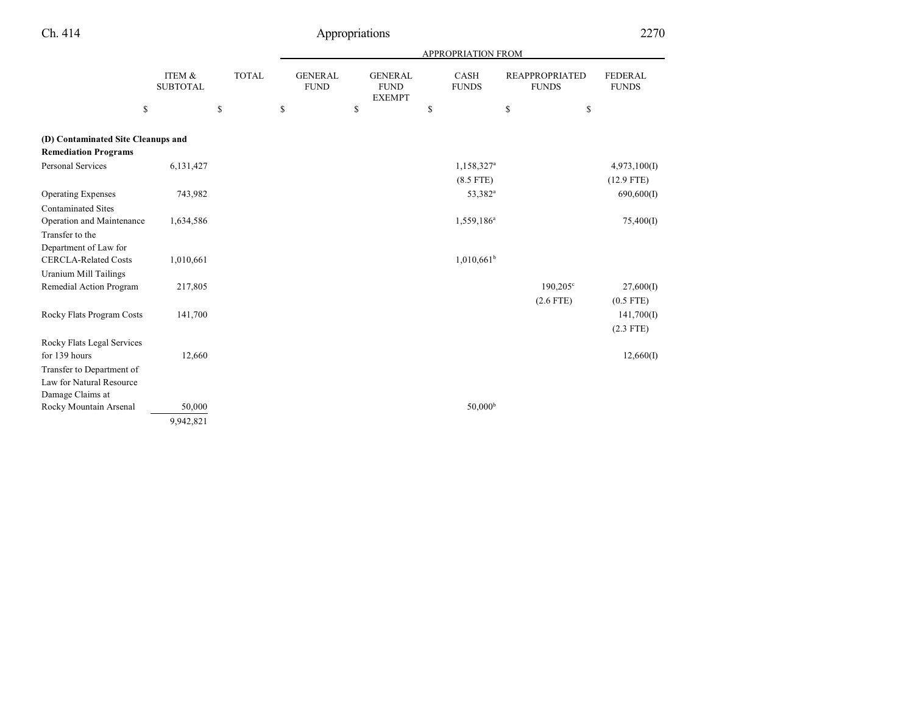| | ITEM & SUBTOTAL | TOTAL | APPROPRIATION FROM | | | | |
|---|---|---|---|---|---|---|---|
| | | | GENERAL FUND | GENERAL FUND EXEMPT | CASH FUNDS | REAPPROPRIATED FUNDS | FEDERAL FUNDS |
| | $ | $ | $ | $ | $ | $ | $ |
| **(D) Contaminated Site Cleanups and Remediation Programs** | | | | | | | |
| Personal Services | 6,131,427 | | | | 1,158,327[a] | | 4,973,100(I) |
| | | | | | (8.5 FTE) | | (12.9 FTE) |
| Operating Expenses | 743,982 | | | | 53,382[a] | | 690,600(I) |
| Contaminated Sites Operation and Maintenance | 1,634,586 | | | | 1,559,186[a] | | 75,400(I) |
| Transfer to the Department of Law for CERCLA-Related Costs | 1,010,661 | | | | 1,010,661[b] | | |
| Uranium Mill Tailings Remedial Action Program | 217,805 | | | | | 190,205[c] | 27,600(I) |
| | | | | | | (2.6 FTE) | (0.5 FTE) |
| Rocky Flats Program Costs | 141,700 | | | | | | 141,700(I) |
| | | | | | | | (2.3 FTE) |
| Rocky Flats Legal Services for 139 hours | 12,660 | | | | | | 12,660(I) |
| Transfer to Department of Law for Natural Resource Damage Claims at Rocky Mountain Arsenal | 50,000 | | | | 50,000[b] | | |
| | 9,942,821 | | | | | | |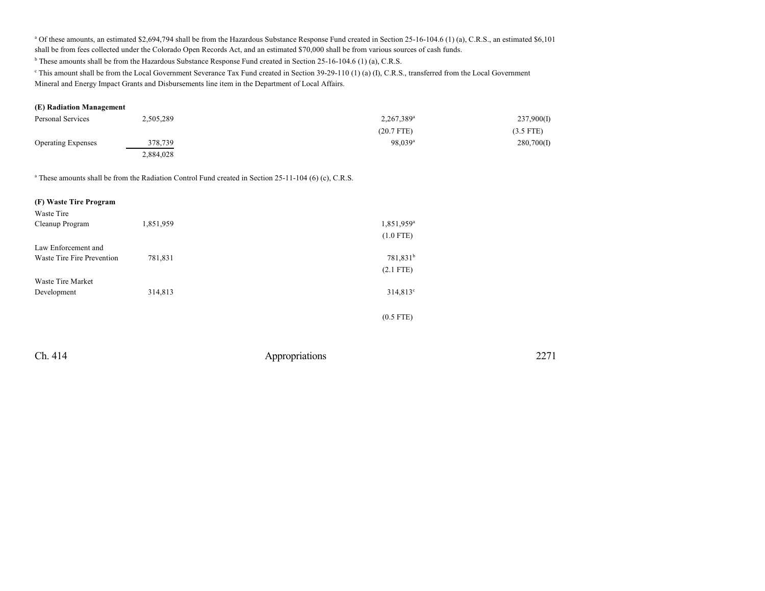[a] Of these amounts, an estimated $2,694,794 shall be from the Hazardous Substance Response Fund created in Section 25-16-104.6 (1) (a), C.R.S., an estimated $6,101 shall be from fees collected under the Colorado Open Records Act, and an estimated $70,000 shall be from various sources of cash funds.

[b] These amounts shall be from the Hazardous Substance Response Fund created in Section 25-16-104.6 (1) (a), C.R.S.

[c] This amount shall be from the Local Government Severance Tax Fund created in Section 39-29-110 (1) (a) (I), C.R.S., transferred from the Local Government Mineral and Energy Impact Grants and Disbursements line item in the Department of Local Affairs.

**(E) Radiation Management**

| | Total | Cash Funds | Federal Funds |
|---|---|---|---|
| Personal Services | 2,505,289 | 2,267,389[a] | 237,900(I) |
| | | (20.7 FTE) | (3.5 FTE) |
| Operating Expenses | 378,739 | 98,039[a] | 280,700(I) |
| | 2,884,028 | | |

[a] These amounts shall be from the Radiation Control Fund created in Section 25-11-104 (6) (c), C.R.S.

**(F) Waste Tire Program**

| | Total | Cash Funds |
|---|---|---|
| Waste Tire Cleanup Program | 1,851,959 | 1,851,959[a] |
| | | (1.0 FTE) |
| Law Enforcement and Waste Tire Fire Prevention | 781,831 | 781,831[b] |
| | | (2.1 FTE) |
| Waste Tire Market Development | 314,813 | 314,813[c] |
| | | (0.5 FTE) |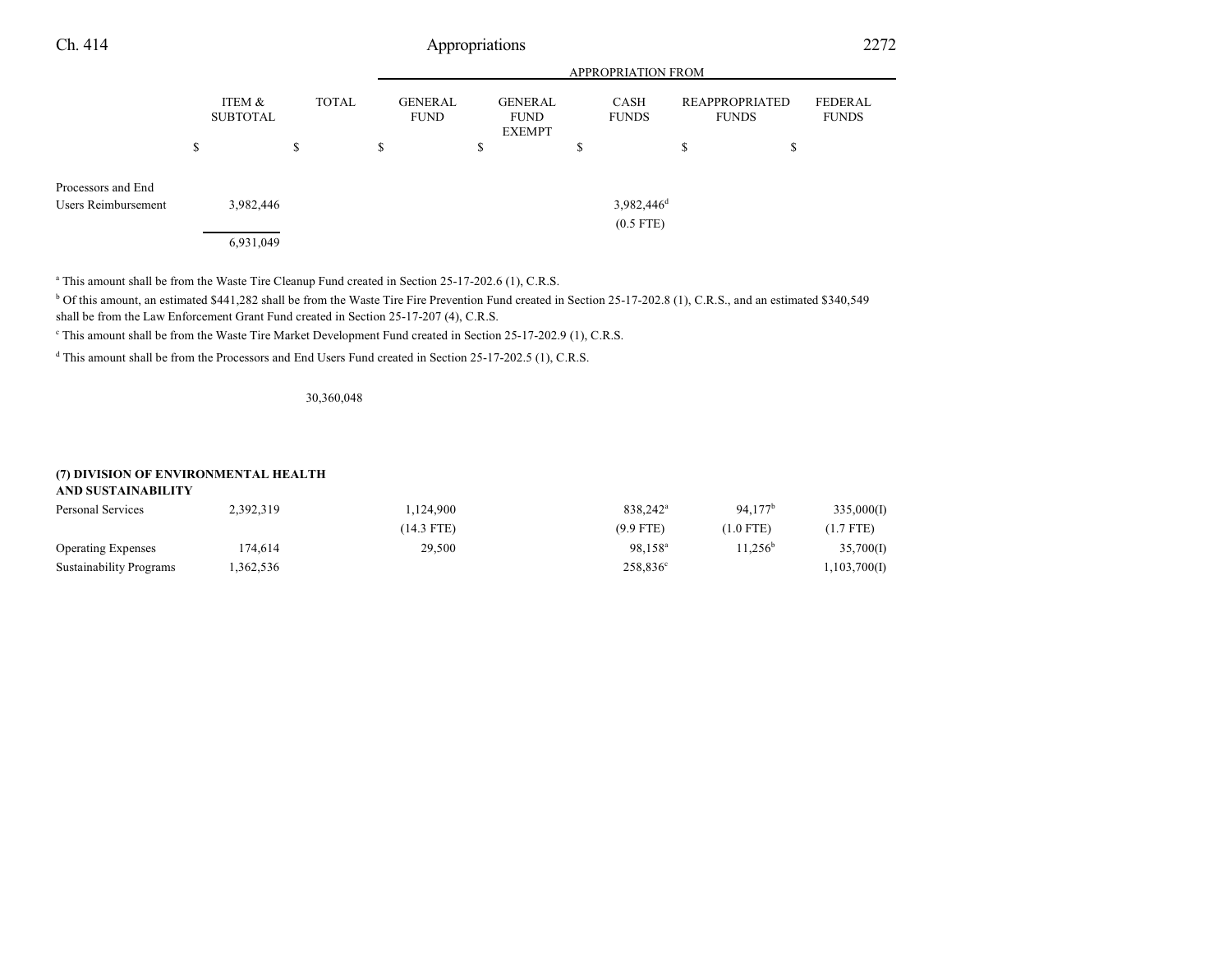| | ITEM & SUBTOTAL | TOTAL | GENERAL FUND | GENERAL FUND EXEMPT | CASH FUNDS | REAPPROPRIATED FUNDS | FEDERAL FUNDS |
|---|---|---|---|---|---|---|---|
| | | | APPROPRIATION FROM | | | | |
| | $ | $ | $ | $ | $ | $ | $ |
| Processors and End Users Reimbursement | 3,982,446 | | | | 3,982,446[d] | | |
| | | | | | (0.5 FTE) | | |
| | 6,931,049 | | | | | | |

[a] This amount shall be from the Waste Tire Cleanup Fund created in Section 25-17-202.6 (1), C.R.S.

[b] Of this amount, an estimated $441,282 shall be from the Waste Tire Fire Prevention Fund created in Section 25-17-202.8 (1), C.R.S., and an estimated $340,549 shall be from the Law Enforcement Grant Fund created in Section 25-17-207 (4), C.R.S.

[c] This amount shall be from the Waste Tire Market Development Fund created in Section 25-17-202.9 (1), C.R.S.

[d] This amount shall be from the Processors and End Users Fund created in Section 25-17-202.5 (1), C.R.S.

| | ITEM & SUBTOTAL | TOTAL | GENERAL FUND | GENERAL FUND EXEMPT | CASH FUNDS | REAPPROPRIATED FUNDS | FEDERAL FUNDS |
|---|---|---|---|---|---|---|---|
| | | 30,360,048 | | | | | |

**(7) DIVISION OF ENVIRONMENTAL HEALTH AND SUSTAINABILITY**

| | ITEM & SUBTOTAL | TOTAL | GENERAL FUND | GENERAL FUND EXEMPT | CASH FUNDS | REAPPROPRIATED FUNDS | FEDERAL FUNDS |
|---|---|---|---|---|---|---|---|
| Personal Services | 2,392,319 | | 1,124,900 | | 838,242[a] | 94,177[b] | 335,000(I) |
| | | | (14.3 FTE) | | (9.9 FTE) | (1.0 FTE) | (1.7 FTE) |
| Operating Expenses | 174,614 | | 29,500 | | 98,158[a] | 11,256[b] | 35,700(I) |
| Sustainability Programs | 1,362,536 | | | | 258,836[c] | | 1,103,700(I) |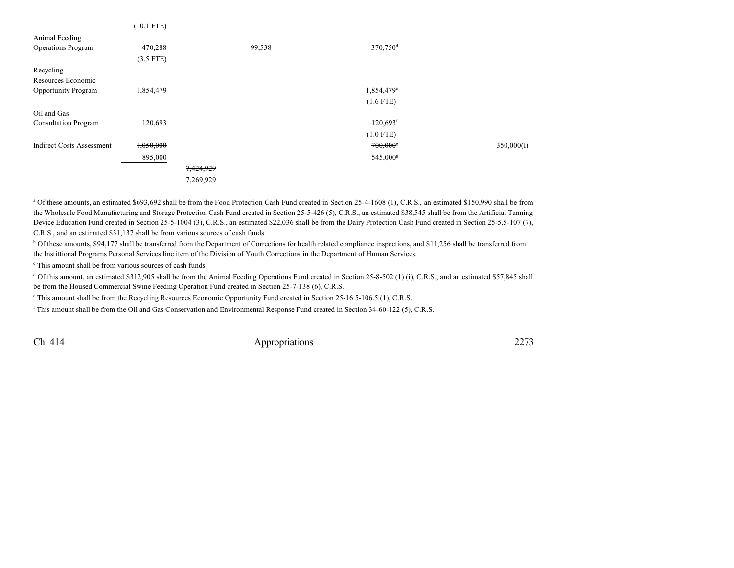| | | | | | | |
|---|---|---|---|---|---|---|
| | (10.1 FTE) | | | | | |
| Animal Feeding Operations Program | 470,288 | | 99,538 | 370,750[d] | | |
| | (3.5 FTE) | | | | | |
| Recycling Resources Economic Opportunity Program | 1,854,479 | | | 1,854,479[e] | | |
| | | | | (1.6 FTE) | | |
| Oil and Gas Consultation Program | 120,693 | | | 120,693[f] | | |
| | | | | (1.0 FTE) | | |
| Indirect Costs Assessment | ~~1,050,000~~ 895,000 | | | ~~700,000[g]~~ 545,000[g] | | 350,000(I) |
| | | ~~7,424,929~~ 7,269,929 | | | | |

[a] Of these amounts, an estimated $693,692 shall be from the Food Protection Cash Fund created in Section 25-4-1608 (1), C.R.S., an estimated $150,990 shall be from the Wholesale Food Manufacturing and Storage Protection Cash Fund created in Section 25-5-426 (5), C.R.S., an estimated $38,545 shall be from the Artificial Tanning Device Education Fund created in Section 25-5-1004 (3), C.R.S., an estimated $22,036 shall be from the Dairy Protection Cash Fund created in Section 25-5.5-107 (7), C.R.S., and an estimated $31,137 shall be from various sources of cash funds.

[b] Of these amounts, $94,177 shall be transferred from the Department of Corrections for health related compliance inspections, and $11,256 shall be transferred from the Instittional Programs Personal Services line item of the Division of Youth Corrections in the Department of Human Services.

[c] This amount shall be from various sources of cash funds.

[d] Of this amount, an estimated $312,905 shall be from the Animal Feeding Operations Fund created in Section 25-8-502 (1) (i), C.R.S., and an estimated $57,845 shall be from the Housed Commercial Swine Feeding Operation Fund created in Section 25-7-138 (6), C.R.S.

[e] This amount shall be from the Recycling Resources Economic Opportunity Fund created in Section 25-16.5-106.5 (1), C.R.S.

[f] This amount shall be from the Oil and Gas Conservation and Environmental Response Fund created in Section 34-60-122 (5), C.R.S.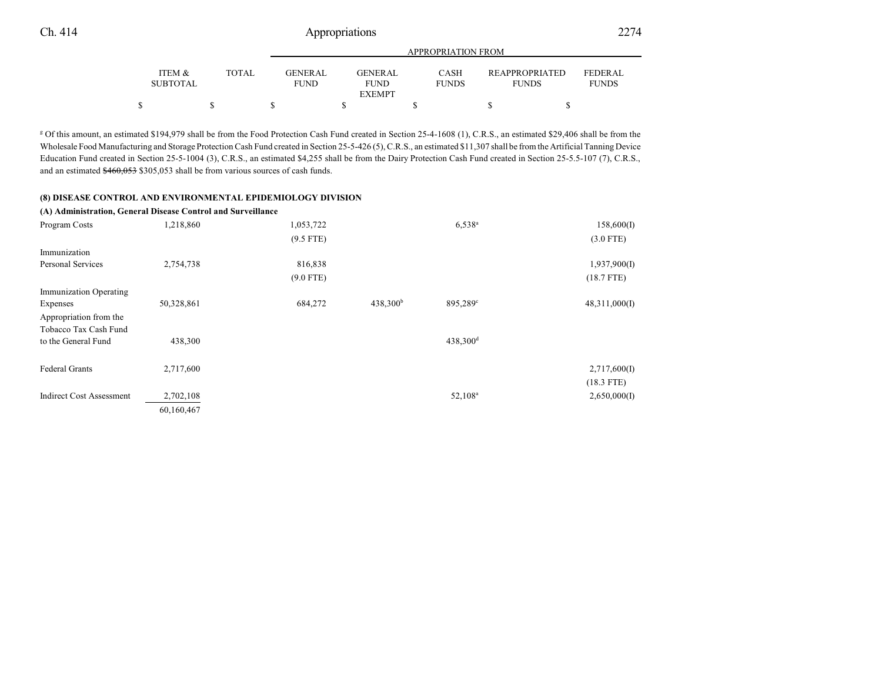| | ITEM & SUBTOTAL | TOTAL | GENERAL FUND | GENERAL FUND EXEMPT | CASH FUNDS | REAPPROPRIATED FUNDS | FEDERAL FUNDS |
|---|---|---|---|---|---|---|---|
| | | | APPROPRIATION FROM | | | | |
| | $ | $ | $ | $ | $ | $ | $ |

[g] Of this amount, an estimated $194,979 shall be from the Food Protection Cash Fund created in Section 25-4-1608 (1), C.R.S., an estimated $29,406 shall be from the Wholesale Food Manufacturing and Storage Protection Cash Fund created in Section 25-5-426 (5), C.R.S., an estimated $11,307 shall be from the Artificial Tanning Device Education Fund created in Section 25-5-1004 (3), C.R.S., an estimated $4,255 shall be from the Dairy Protection Cash Fund created in Section 25-5.5-107 (7), C.R.S., and an estimated ~~$460,053~~ $305,053 shall be from various sources of cash funds.

**(8) DISEASE CONTROL AND ENVIRONMENTAL EPIDEMIOLOGY DIVISION**

**(A) Administration, General Disease Control and Surveillance**

| | ITEM & SUBTOTAL | TOTAL | GENERAL FUND | GENERAL FUND EXEMPT | CASH FUNDS | REAPPROPRIATED FUNDS | FEDERAL FUNDS |
|---|---|---|---|---|---|---|---|
| Program Costs | 1,218,860 | | 1,053,722 | | 6,538[a] | | 158,600(I) |
| | | | (9.5 FTE) | | | | (3.0 FTE) |
| Immunization Personal Services | 2,754,738 | | 816,838 | | | | 1,937,900(I) |
| | | | (9.0 FTE) | | | | (18.7 FTE) |
| Immunization Operating Expenses | 50,328,861 | | 684,272 | 438,300[b] | 895,289[c] | | 48,311,000(I) |
| Appropriation from the Tobacco Tax Cash Fund to the General Fund | 438,300 | | | | 438,300[d] | | |
| Federal Grants | 2,717,600 | | | | | | 2,717,600(I) |
| | | | | | | | (18.3 FTE) |
| Indirect Cost Assessment | 2,702,108 | | | | 52,108[a] | | 2,650,000(I) |
| | 60,160,467 | | | | | | |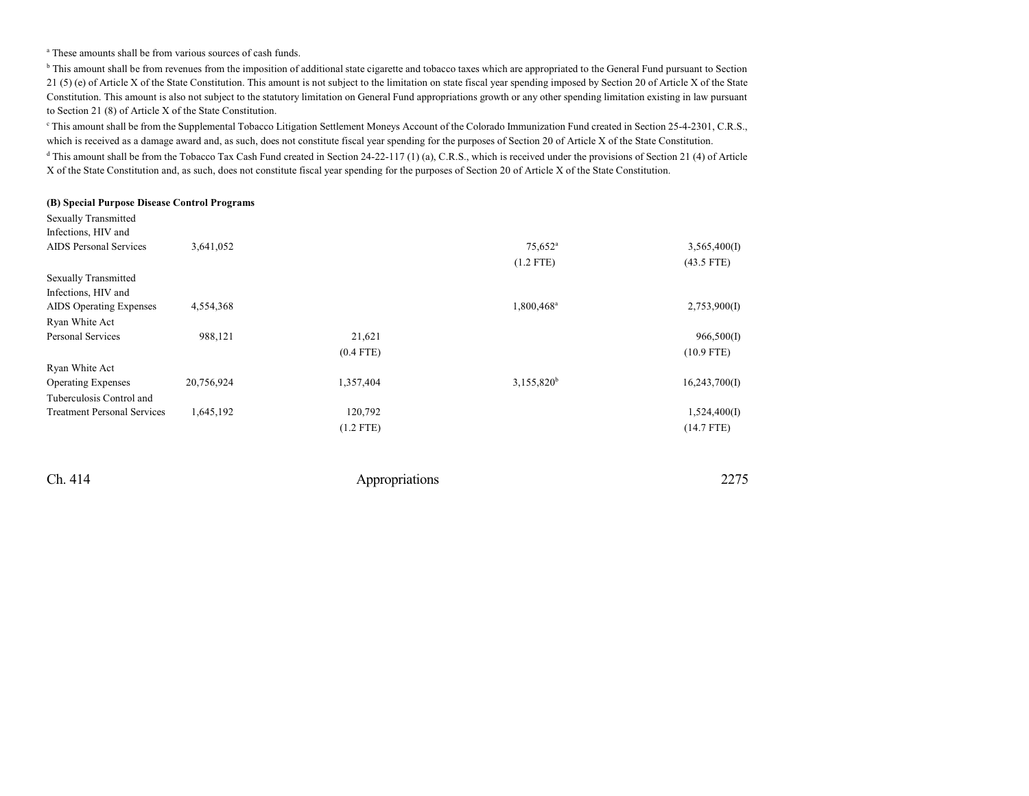[a] These amounts shall be from various sources of cash funds.

[b] This amount shall be from revenues from the imposition of additional state cigarette and tobacco taxes which are appropriated to the General Fund pursuant to Section 21 (5) (e) of Article X of the State Constitution. This amount is not subject to the limitation on state fiscal year spending imposed by Section 20 of Article X of the State Constitution. This amount is also not subject to the statutory limitation on General Fund appropriations growth or any other spending limitation existing in law pursuant to Section 21 (8) of Article X of the State Constitution.

[c] This amount shall be from the Supplemental Tobacco Litigation Settlement Moneys Account of the Colorado Immunization Fund created in Section 25-4-2301, C.R.S., which is received as a damage award and, as such, does not constitute fiscal year spending for the purposes of Section 20 of Article X of the State Constitution.

[d] This amount shall be from the Tobacco Tax Cash Fund created in Section 24-22-117 (1) (a), C.R.S., which is received under the provisions of Section 21 (4) of Article X of the State Constitution and, as such, does not constitute fiscal year spending for the purposes of Section 20 of Article X of the State Constitution.

**(B) Special Purpose Disease Control Programs**

| | | | | | |
|---|---|---|---|---|---|
| Sexually Transmitted Infections, HIV and AIDS Personal Services | 3,641,052 | | | 75,652[a] (1.2 FTE) | 3,565,400(I) (43.5 FTE) |
| Sexually Transmitted Infections, HIV and AIDS Operating Expenses | 4,554,368 | | | 1,800,468[a] | 2,753,900(I) |
| Ryan White Act Personal Services | 988,121 | 21,621 (0.4 FTE) | | | 966,500(I) (10.9 FTE) |
| Ryan White Act Operating Expenses | 20,756,924 | 1,357,404 | | 3,155,820[b] | 16,243,700(I) |
| Tuberculosis Control and Treatment Personal Services | 1,645,192 | 120,792 (1.2 FTE) | | | 1,524,400(I) (14.7 FTE) |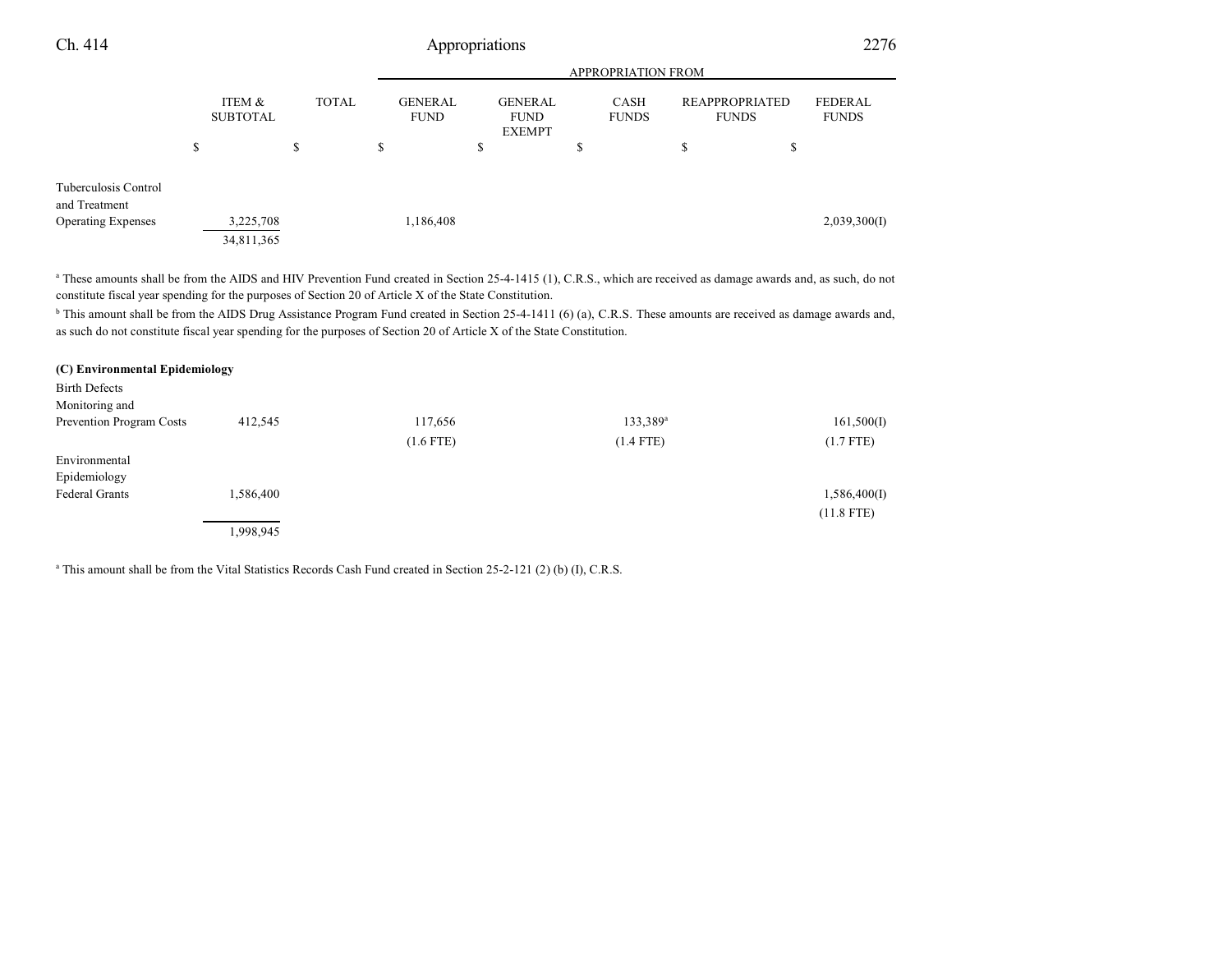| | ITEM & SUBTOTAL | TOTAL | APPROPRIATION FROM | | | | |
|---|---|---|---|---|---|---|---|
| | | | GENERAL FUND | GENERAL FUND EXEMPT | CASH FUNDS | REAPPROPRIATED FUNDS | FEDERAL FUNDS |
| | $ | $ | $ | $ | $ | $ | $ |
| Tuberculosis Control and Treatment Operating Expenses | 3,225,708 | | 1,186,408 | | | | 2,039,300(I) |
| | 34,811,365 | | | | | | |

[a] These amounts shall be from the AIDS and HIV Prevention Fund created in Section 25-4-1415 (1), C.R.S., which are received as damage awards and, as such, do not constitute fiscal year spending for the purposes of Section 20 of Article X of the State Constitution.

[b] This amount shall be from the AIDS Drug Assistance Program Fund created in Section 25-4-1411 (6) (a), C.R.S. These amounts are received as damage awards and, as such do not constitute fiscal year spending for the purposes of Section 20 of Article X of the State Constitution.

**(C) Environmental Epidemiology**

| | ITEM & SUBTOTAL | TOTAL | GENERAL FUND | GENERAL FUND EXEMPT | CASH FUNDS | REAPPROPRIATED FUNDS | FEDERAL FUNDS |
|---|---|---|---|---|---|---|---|
| Birth Defects Monitoring and Prevention Program Costs | 412,545 | | 117,656 | | 133,389[a] | | 161,500(I) |
| | | | (1.6 FTE) | | (1.4 FTE) | | (1.7 FTE) |
| Environmental Epidemiology Federal Grants | 1,586,400 | | | | | | 1,586,400(I) |
| | | | | | | | (11.8 FTE) |
| | 1,998,945 | | | | | | |

[a] This amount shall be from the Vital Statistics Records Cash Fund created in Section 25-2-121 (2) (b) (I), C.R.S.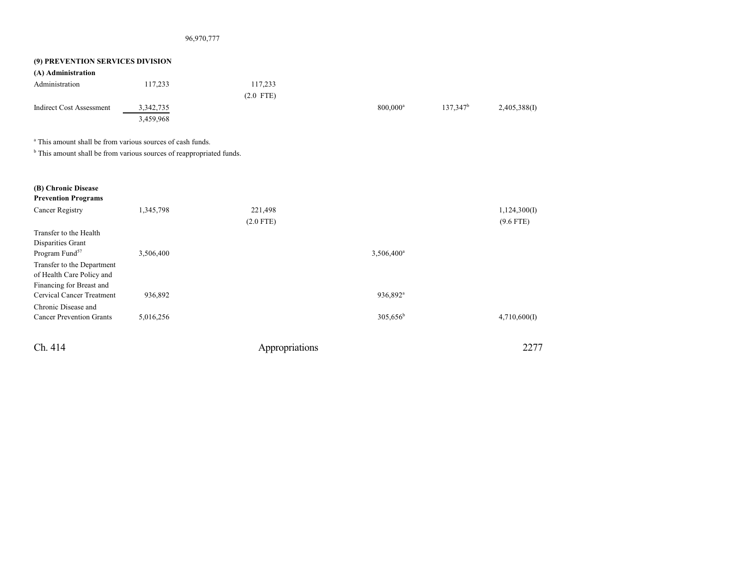| | | | | | | |
|---|---|---|---|---|---|---|
| | | 96,970,777 | | | | |

**(9) PREVENTION SERVICES DIVISION**

**(A) Administration**

| | | | | | | |
|---|---|---|---|---|---|---|
| Administration | 117,233 | | 117,233 | | | |
| | | | (2.0 FTE) | | | |
| Indirect Cost Assessment | 3,342,735 | | | 800,000[a] | 137,347[b] | 2,405,388(I) |
| | 3,459,968 | | | | | |

[a] This amount shall be from various sources of cash funds.

[b] This amount shall be from various sources of reappropriated funds.

**(B) Chronic Disease Prevention Programs**

| | | | | | | |
|---|---|---|---|---|---|---|
| Cancer Registry | 1,345,798 | | 221,498 | | | 1,124,300(I) |
| | | | (2.0 FTE) | | | (9.6 FTE) |
| Transfer to the Health Disparities Grant Program Fund[57] | 3,506,400 | | | 3,506,400[a] | | |
| Transfer to the Department of Health Care Policy and Financing for Breast and Cervical Cancer Treatment | 936,892 | | | 936,892[a] | | |
| Chronic Disease and Cancer Prevention Grants | 5,016,256 | | | 305,656[b] | | 4,710,600(I) |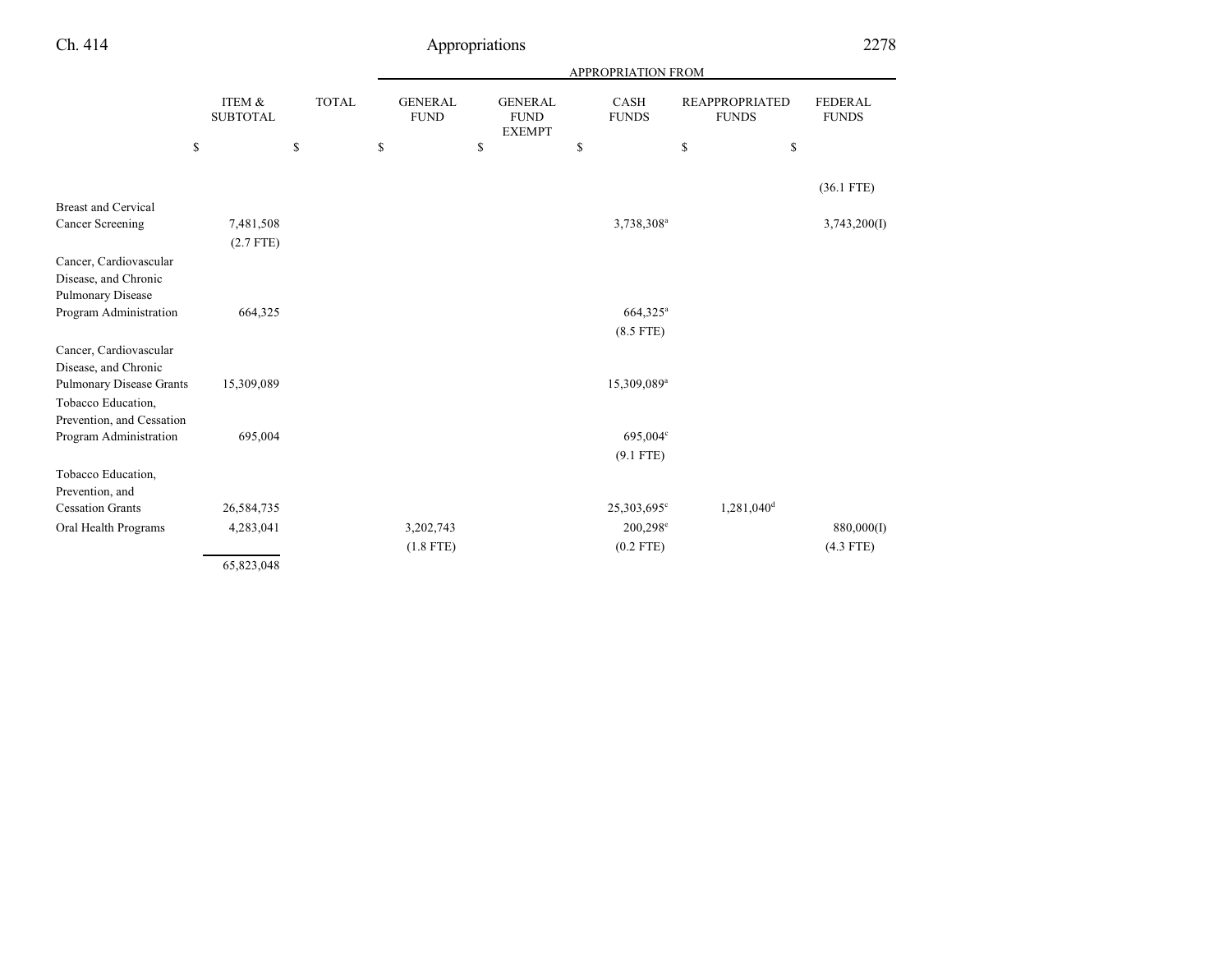| | ITEM & SUBTOTAL | TOTAL | GENERAL FUND | GENERAL FUND EXEMPT | CASH FUNDS | REAPPROPRIATED FUNDS | FEDERAL FUNDS |
|---|---|---|---|---|---|---|---|
| | | | APPROPRIATION FROM | | | | |
| | $ | $ | $ | $ | $ | $ | $ |
| | | | | | | | (36.1 FTE) |
| Breast and Cervical Cancer Screening | 7,481,508 | | | | 3,738,308[a] | | 3,743,200(I) |
| | (2.7 FTE) | | | | | | |
| Cancer, Cardiovascular Disease, and Chronic Pulmonary Disease Program Administration | 664,325 | | | | 664,325[a] | | |
| | | | | | (8.5 FTE) | | |
| Cancer, Cardiovascular Disease, and Chronic Pulmonary Disease Grants | 15,309,089 | | | | 15,309,089[a] | | |
| Tobacco Education, Prevention, and Cessation Program Administration | 695,004 | | | | 695,004[c] | | |
| | | | | | (9.1 FTE) | | |
| Tobacco Education, Prevention, and Cessation Grants | 26,584,735 | | | | 25,303,695[c] | 1,281,040[d] | |
| Oral Health Programs | 4,283,041 | | 3,202,743 | | 200,298[e] | | 880,000(I) |
| | | | (1.8 FTE) | | (0.2 FTE) | | (4.3 FTE) |
| | 65,823,048 | | | | | | |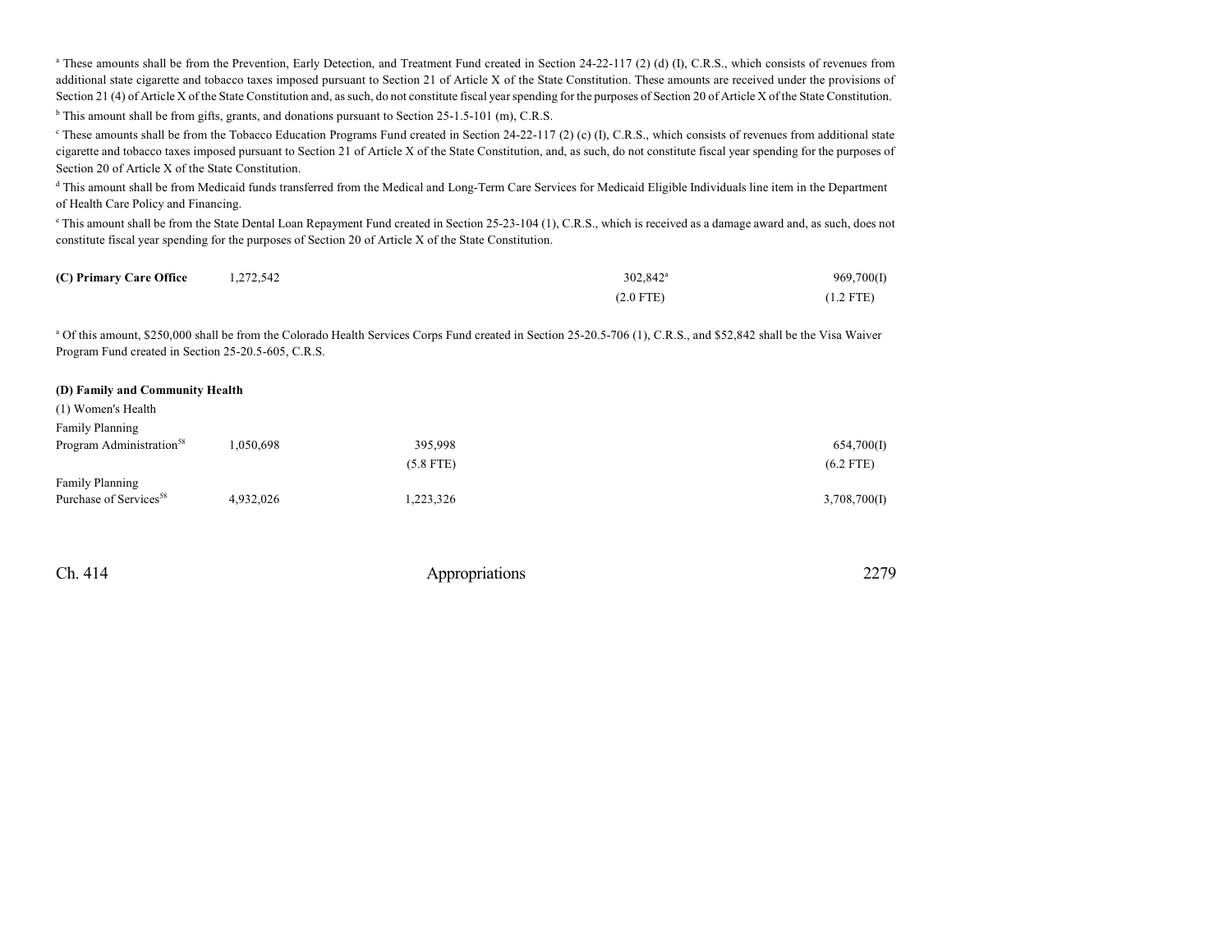[a] These amounts shall be from the Prevention, Early Detection, and Treatment Fund created in Section 24-22-117 (2) (d) (I), C.R.S., which consists of revenues from additional state cigarette and tobacco taxes imposed pursuant to Section 21 of Article X of the State Constitution. These amounts are received under the provisions of Section 21 (4) of Article X of the State Constitution and, as such, do not constitute fiscal year spending for the purposes of Section 20 of Article X of the State Constitution.

[b] This amount shall be from gifts, grants, and donations pursuant to Section 25-1.5-101 (m), C.R.S.

[c] These amounts shall be from the Tobacco Education Programs Fund created in Section 24-22-117 (2) (c) (I), C.R.S., which consists of revenues from additional state cigarette and tobacco taxes imposed pursuant to Section 21 of Article X of the State Constitution, and, as such, do not constitute fiscal year spending for the purposes of Section 20 of Article X of the State Constitution.

[d] This amount shall be from Medicaid funds transferred from the Medical and Long-Term Care Services for Medicaid Eligible Individuals line item in the Department of Health Care Policy and Financing.

[e] This amount shall be from the State Dental Loan Repayment Fund created in Section 25-23-104 (1), C.R.S., which is received as a damage award and, as such, does not constitute fiscal year spending for the purposes of Section 20 of Article X of the State Constitution.

| | | | | | |
|---|---|---|---|---|---|
| **(C) Primary Care Office** | 1,272,542 | | 302,842[a] | | 969,700(I) |
| | | | (2.0 FTE) | | (1.2 FTE) |

[a] Of this amount, $250,000 shall be from the Colorado Health Services Corps Fund created in Section 25-20.5-706 (1), C.R.S., and $52,842 shall be the Visa Waiver Program Fund created in Section 25-20.5-605, C.R.S.

**(D) Family and Community Health**

(1) Women's Health

| | | | | | |
|---|---|---|---|---|---|
| Family Planning Program Administration[58] | 1,050,698 | 395,998 | | | 654,700(I) |
| | | (5.8 FTE) | | | (6.2 FTE) |
| Family Planning Purchase of Services[58] | 4,932,026 | 1,223,326 | | | 3,708,700(I) |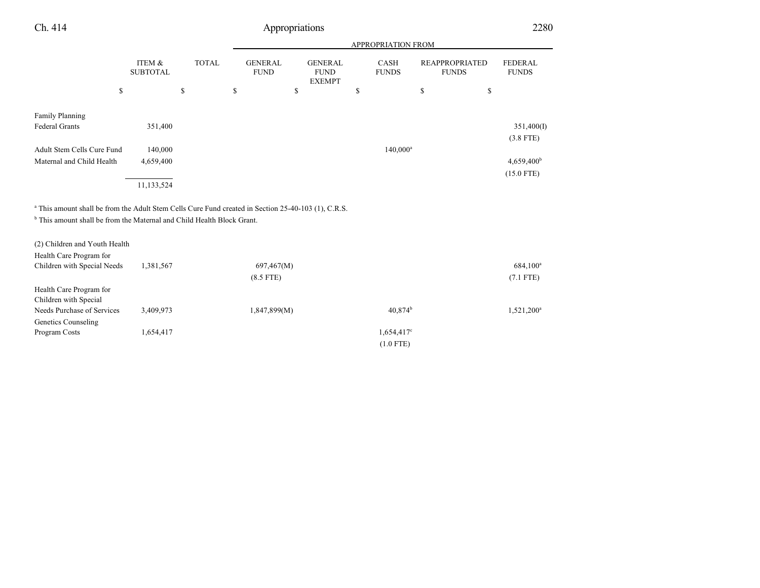| | ITEM & SUBTOTAL | TOTAL | APPROPRIATION FROM GENERAL FUND | GENERAL FUND EXEMPT | CASH FUNDS | REAPPROPRIATED FUNDS | FEDERAL FUNDS |
|---|---|---|---|---|---|---|---|
| | $ | $ | $ | $ | $ | $ | $ |
| Family Planning Federal Grants | 351,400 | | | | | | 351,400(I) |
| | | | | | | | (3.8 FTE) |
| Adult Stem Cells Cure Fund | 140,000 | | | | 140,000[a] | | |
| Maternal and Child Health | 4,659,400 | | | | | | 4,659,400[b] |
| | | | | | | | (15.0 FTE) |
| | 11,133,524 | | | | | | |

[a] This amount shall be from the Adult Stem Cells Cure Fund created in Section 25-40-103 (1), C.R.S.

[b] This amount shall be from the Maternal and Child Health Block Grant.

| | ITEM & SUBTOTAL | TOTAL | GENERAL FUND | GENERAL FUND EXEMPT | CASH FUNDS | REAPPROPRIATED FUNDS | FEDERAL FUNDS |
|---|---|---|---|---|---|---|---|
| (2) Children and Youth Health | | | | | | | |
| Health Care Program for Children with Special Needs | 1,381,567 | | 697,467(M) | | | | 684,100[a] |
| | | | (8.5 FTE) | | | | (7.1 FTE) |
| Health Care Program for Children with Special Needs Purchase of Services | 3,409,973 | | 1,847,899(M) | | 40,874[b] | | 1,521,200[a] |
| Genetics Counseling Program Costs | 1,654,417 | | | | 1,654,417[c] | | |
| | | | | | (1.0 FTE) | | |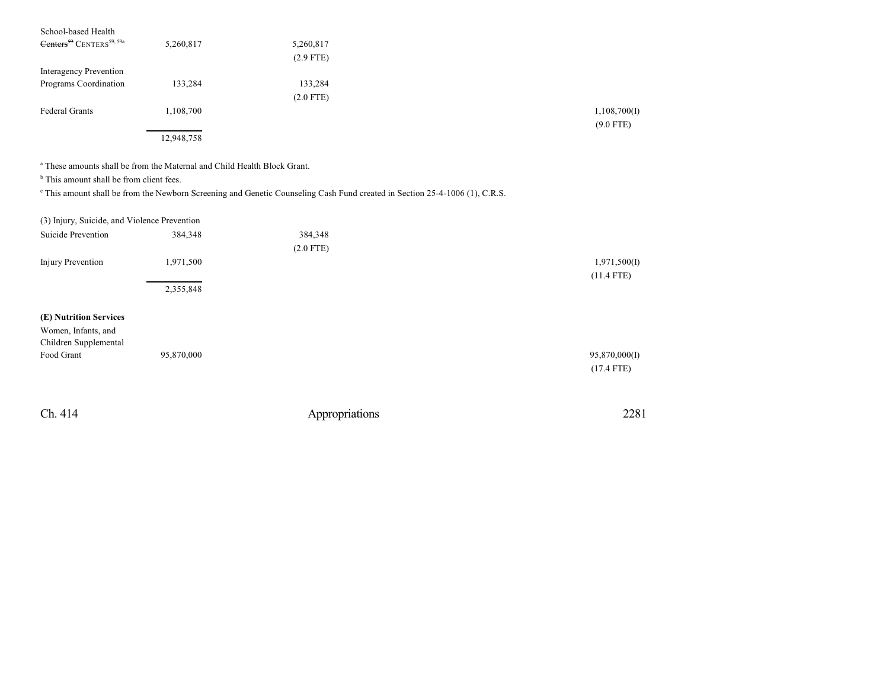| | | | | | |
|---|---|---|---|---|---|
| School-based Health ~~Centers[59]~~ CENTERS[59, 59a] | 5,260,817 | 5,260,817 (2.9 FTE) | | | |
| Interagency Prevention Programs Coordination | 133,284 | 133,284 (2.0 FTE) | | | |
| Federal Grants | 1,108,700 | | | | 1,108,700(I) (9.0 FTE) |
| | 12,948,758 | | | | |

[a] These amounts shall be from the Maternal and Child Health Block Grant.

[b] This amount shall be from client fees.

[c] This amount shall be from the Newborn Screening and Genetic Counseling Cash Fund created in Section 25-4-1006 (1), C.R.S.

(3) Injury, Suicide, and Violence Prevention

| | | | | | |
|---|---|---|---|---|---|
| Suicide Prevention | 384,348 | 384,348 (2.0 FTE) | | | |
| Injury Prevention | 1,971,500 | | | | 1,971,500(I) (11.4 FTE) |
| | 2,355,848 | | | | |

**(E) Nutrition Services**

| | | | | | |
|---|---|---|---|---|---|
| Women, Infants, and Children Supplemental Food Grant | 95,870,000 | | | | 95,870,000(I) (17.4 FTE) |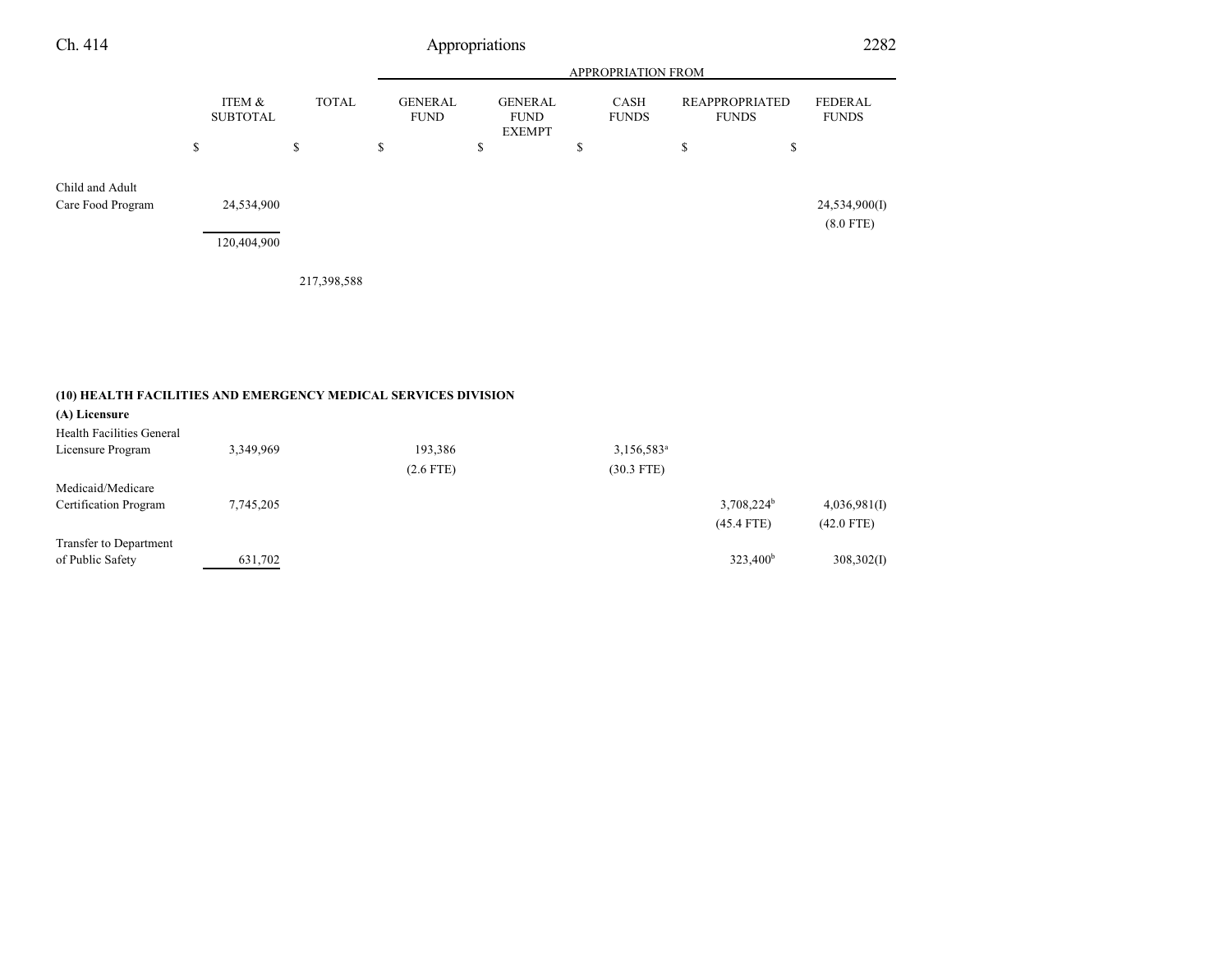| | ITEM & SUBTOTAL | TOTAL | APPROPRIATION FROM GENERAL FUND | GENERAL FUND EXEMPT | CASH FUNDS | REAPPROPRIATED FUNDS | FEDERAL FUNDS |
|---|---|---|---|---|---|---|---|
| | $ | $ | $ | $ | $ | $ | $ |
| Child and Adult Care Food Program | 24,534,900 | | | | | | 24,534,900(I) (8.0 FTE) |
| | 120,404,900 | | | | | | |
| | | 217,398,588 | | | | | |

**(10) HEALTH FACILITIES AND EMERGENCY MEDICAL SERVICES DIVISION**

**(A) Licensure**

| | ITEM & SUBTOTAL | TOTAL | GENERAL FUND | GENERAL FUND EXEMPT | CASH FUNDS | REAPPROPRIATED FUNDS | FEDERAL FUNDS |
|---|---|---|---|---|---|---|---|
| Health Facilities General Licensure Program | 3,349,969 | | 193,386 (2.6 FTE) | | 3,156,583[a] (30.3 FTE) | | |
| Medicaid/Medicare Certification Program | 7,745,205 | | | | | 3,708,224[b] (45.4 FTE) | 4,036,981(I) (42.0 FTE) |
| Transfer to Department of Public Safety | 631,702 | | | | | 323,400[b] | 308,302(I) |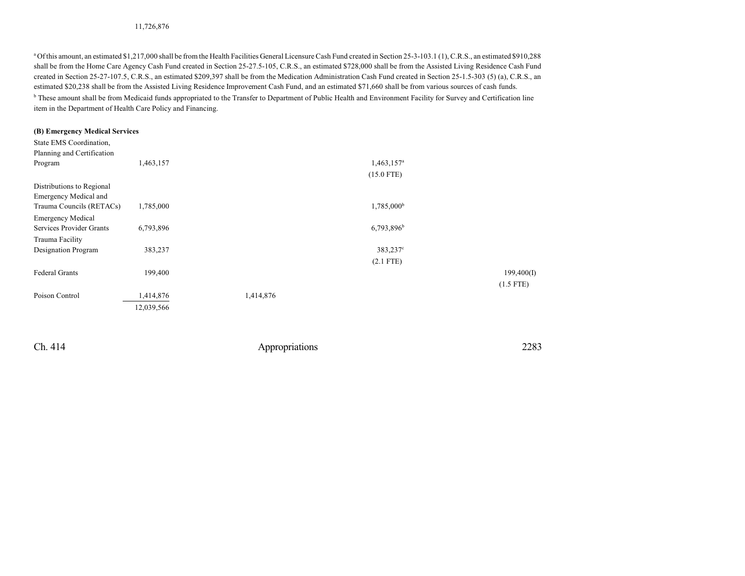11,726,876

[a] Of this amount, an estimated $1,217,000 shall be from the Health Facilities General Licensure Cash Fund created in Section 25-3-103.1 (1), C.R.S., an estimated $910,288 shall be from the Home Care Agency Cash Fund created in Section 25-27.5-105, C.R.S., an estimated $728,000 shall be from the Assisted Living Residence Cash Fund created in Section 25-27-107.5, C.R.S., an estimated $209,397 shall be from the Medication Administration Cash Fund created in Section 25-1.5-303 (5) (a), C.R.S., an estimated $20,238 shall be from the Assisted Living Residence Improvement Cash Fund, and an estimated $71,660 shall be from various sources of cash funds.

[b] These amount shall be from Medicaid funds appropriated to the Transfer to Department of Public Health and Environment Facility for Survey and Certification line item in the Department of Health Care Policy and Financing.

**(B) Emergency Medical Services**

| | | | | | |
|---|---|---|---|---|---|
| State EMS Coordination, Planning and Certification Program | 1,463,157 | | 1,463,157[a] (15.0 FTE) | | |
| Distributions to Regional Emergency Medical and Trauma Councils (RETACs) | 1,785,000 | | 1,785,000[b] | | |
| Emergency Medical Services Provider Grants | 6,793,896 | | 6,793,896[b] | | |
| Trauma Facility Designation Program | 383,237 | | 383,237[c] (2.1 FTE) | | |
| Federal Grants | 199,400 | | | | 199,400(I) (1.5 FTE) |
| Poison Control | 1,414,876 | 1,414,876 | | | |
| | 12,039,566 | | | | |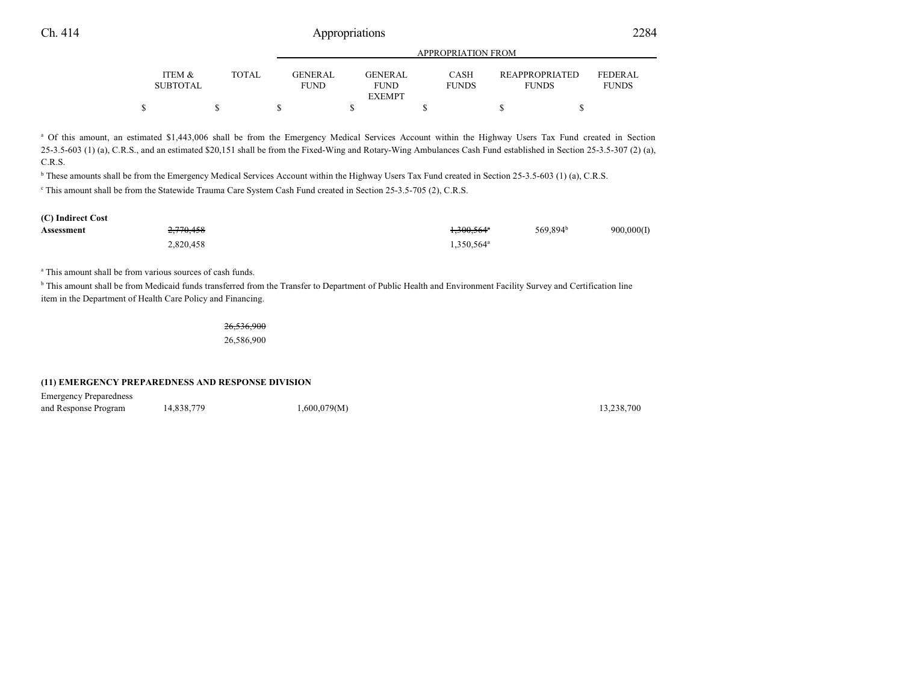| | ITEM & SUBTOTAL | TOTAL | GENERAL FUND | GENERAL FUND EXEMPT | CASH FUNDS | REAPPROPRIATED FUNDS | FEDERAL FUNDS |
|---|---|---|---|---|---|---|---|
| | $ | $ | $ | $ | $ | $ | $ |

[a] Of this amount, an estimated $1,443,006 shall be from the Emergency Medical Services Account within the Highway Users Tax Fund created in Section 25-3.5-603 (1) (a), C.R.S., and an estimated $20,151 shall be from the Fixed-Wing and Rotary-Wing Ambulances Cash Fund established in Section 25-3.5-307 (2) (a), C.R.S.

[b] These amounts shall be from the Emergency Medical Services Account within the Highway Users Tax Fund created in Section 25-3.5-603 (1) (a), C.R.S.

[c] This amount shall be from the Statewide Trauma Care System Cash Fund created in Section 25-3.5-705 (2), C.R.S.

| | ITEM & SUBTOTAL | TOTAL | GENERAL FUND | GENERAL FUND EXEMPT | CASH FUNDS | REAPPROPRIATED FUNDS | FEDERAL FUNDS |
|---|---|---|---|---|---|---|---|
| **(C) Indirect Cost Assessment** | ~~2,770,458~~ | | | | ~~1,300,564~~[a] | 569,894[b] | 900,000(I) |
| | 2,820,458 | | | | 1,350,564[a] | | |

[a] This amount shall be from various sources of cash funds.

[b] This amount shall be from Medicaid funds transferred from the Transfer to Department of Public Health and Environment Facility Survey and Certification line item in the Department of Health Care Policy and Financing.

| | ITEM & SUBTOTAL | TOTAL | GENERAL FUND | GENERAL FUND EXEMPT | CASH FUNDS | REAPPROPRIATED FUNDS | FEDERAL FUNDS |
|---|---|---|---|---|---|---|---|
| | | ~~26,536,900~~ | | | | | |
| | | 26,586,900 | | | | | |

**(11) EMERGENCY PREPAREDNESS AND RESPONSE DIVISION**

| | ITEM & SUBTOTAL | TOTAL | GENERAL FUND | GENERAL FUND EXEMPT | CASH FUNDS | REAPPROPRIATED FUNDS | FEDERAL FUNDS |
|---|---|---|---|---|---|---|---|
| Emergency Preparedness and Response Program | 14,838,779 | | 1,600,079(M) | | | | 13,238,700 |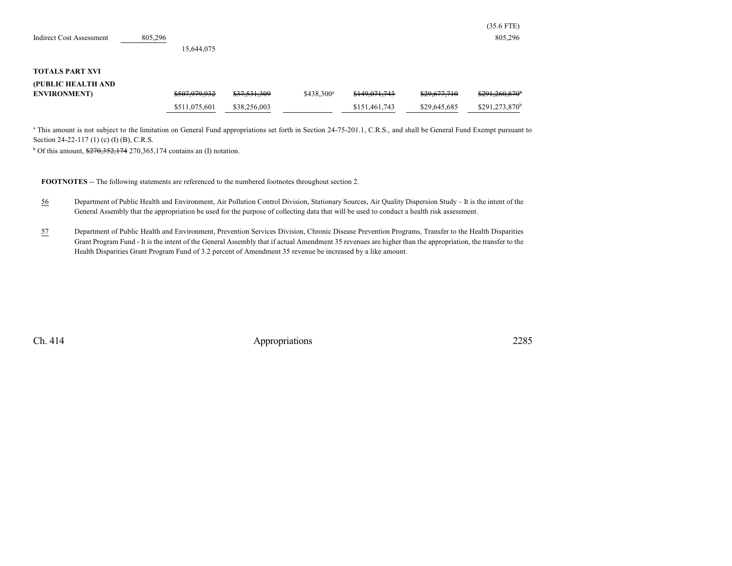| | | | | | | |
|---|---|---|---|---|---|---|
| | | | | | | (35.6 FTE) |
| Indirect Cost Assessment | 805,296 | | | | | 805,296 |
| | | 15,644,075 | | | | |

**TOTALS PART XVI (PUBLIC HEALTH AND ENVIRONMENT)**

| | | | | | | |
|---|---|---|---|---|---|---|
| | ~~$507,979,932~~ | ~~$37,531,309~~ | $438,300[a] | ~~$149,071,743~~ | ~~$29,677,710~~ | ~~$291,260,870[b]~~ |
| | $511,075,601 | $38,256,003 | | $151,461,743 | $29,645,685 | $291,273,870[b] |

[a] This amount is not subject to the limitation on General Fund appropriations set forth in Section 24-75-201.1, C.R.S., and shall be General Fund Exempt pursuant to Section 24-22-117 (1) (c) (I) (B), C.R.S.

[b] Of this amount, ~~$270,352,174~~ 270,365,174 contains an (I) notation.

**FOOTNOTES** -- The following statements are referenced to the numbered footnotes throughout section 2.

56 Department of Public Health and Environment, Air Pollution Control Division, Stationary Sources, Air Quality Dispersion Study – It is the intent of the General Assembly that the appropriation be used for the purpose of collecting data that will be used to conduct a health risk assessment.

57 Department of Public Health and Environment, Prevention Services Division, Chronic Disease Prevention Programs, Transfer to the Health Disparities Grant Program Fund - It is the intent of the General Assembly that if actual Amendment 35 revenues are higher than the appropriation, the transfer to the Health Disparities Grant Program Fund of 3.2 percent of Amendment 35 revenue be increased by a like amount.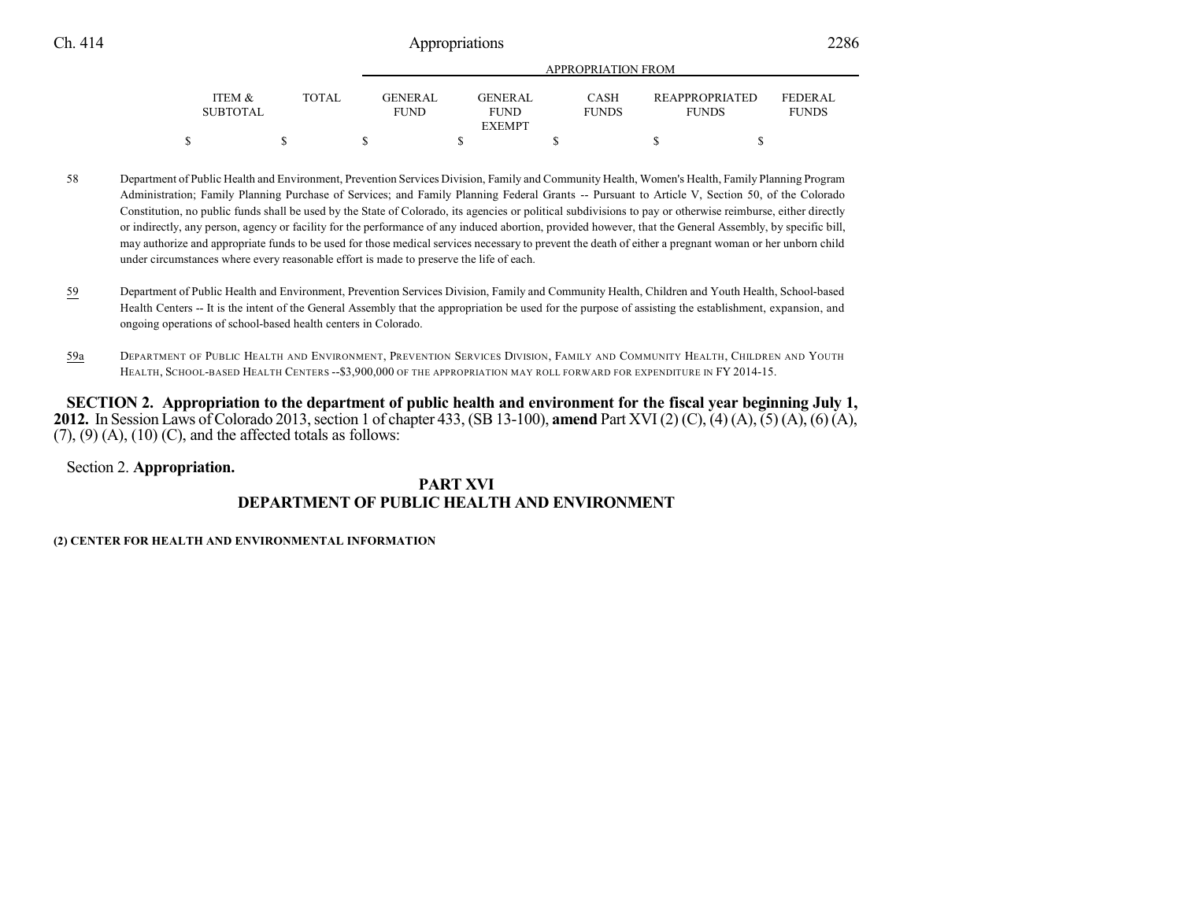| ITEM & SUBTOTAL | TOTAL | GENERAL FUND | GENERAL FUND EXEMPT | CASH FUNDS | REAPPROPRIATED FUNDS | FEDERAL FUNDS |
|---|---|---|---|---|---|---|
| | | APPROPRIATION FROM | | | | |
| $ | $ | $ | $ | $ | $ | $ |

58 Department of Public Health and Environment, Prevention Services Division, Family and Community Health, Women's Health, Family Planning Program Administration; Family Planning Purchase of Services; and Family Planning Federal Grants -- Pursuant to Article V, Section 50, of the Colorado Constitution, no public funds shall be used by the State of Colorado, its agencies or political subdivisions to pay or otherwise reimburse, either directly or indirectly, any person, agency or facility for the performance of any induced abortion, provided however, that the General Assembly, by specific bill, may authorize and appropriate funds to be used for those medical services necessary to prevent the death of either a pregnant woman or her unborn child under circumstances where every reasonable effort is made to preserve the life of each.

59 Department of Public Health and Environment, Prevention Services Division, Family and Community Health, Children and Youth Health, School-based Health Centers -- It is the intent of the General Assembly that the appropriation be used for the purpose of assisting the establishment, expansion, and ongoing operations of school-based health centers in Colorado.

59a DEPARTMENT OF PUBLIC HEALTH AND ENVIRONMENT, PREVENTION SERVICES DIVISION, FAMILY AND COMMUNITY HEALTH, CHILDREN AND YOUTH HEALTH, SCHOOL-BASED HEALTH CENTERS --$3,900,000 OF THE APPROPRIATION MAY ROLL FORWARD FOR EXPENDITURE IN FY 2014-15.

**SECTION 2. Appropriation to the department of public health and environment for the fiscal year beginning July 1, 2012.** In Session Laws of Colorado 2013, section 1 of chapter 433, (SB 13-100), **amend** Part XVI (2) (C), (4) (A), (5) (A), (6) (A), (7), (9) (A), (10) (C), and the affected totals as follows:

Section 2. **Appropriation.**

## PART XVI
## DEPARTMENT OF PUBLIC HEALTH AND ENVIRONMENT

**(2) CENTER FOR HEALTH AND ENVIRONMENTAL INFORMATION**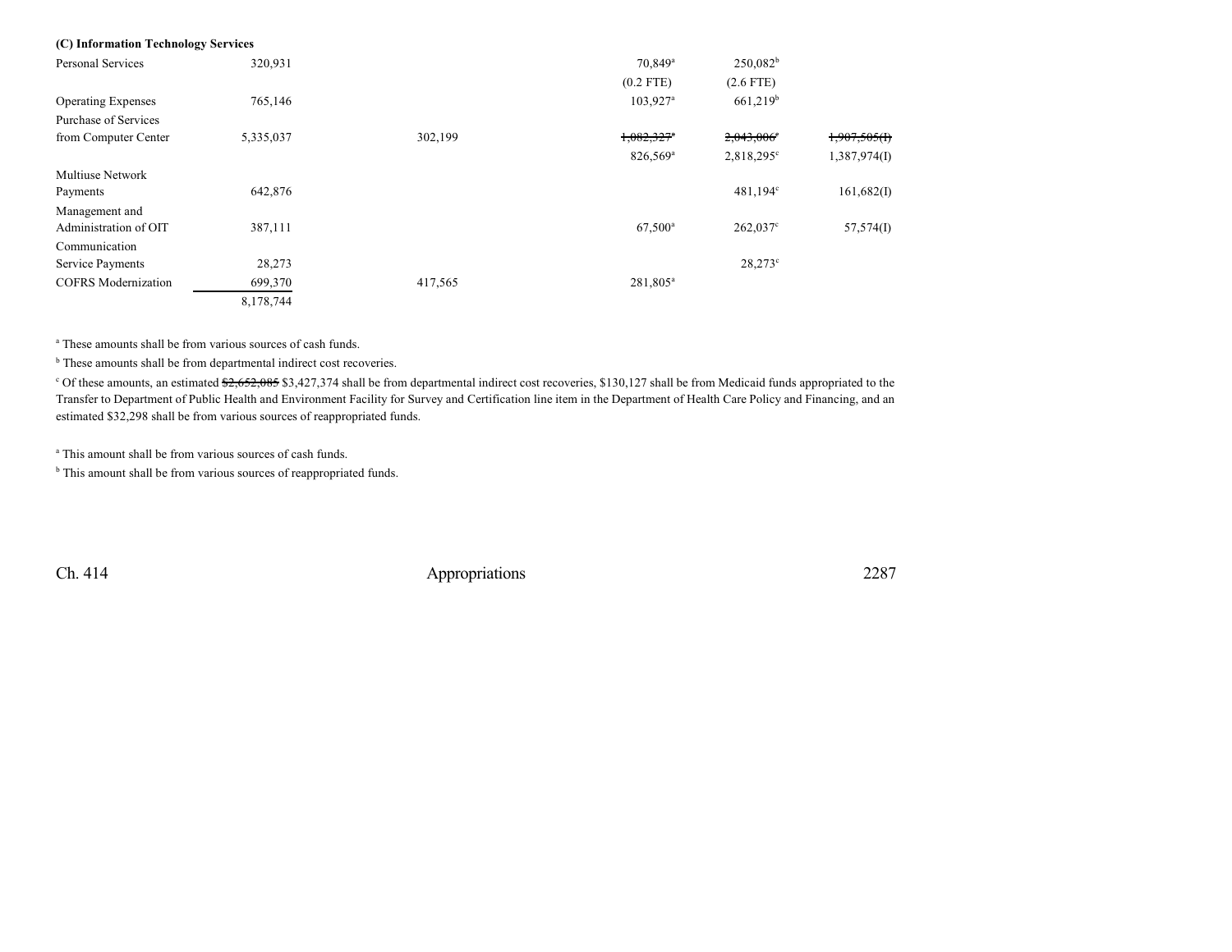**(C) Information Technology Services**

| | | | | | | |
|---|---|---|---|---|---|---|
| Personal Services | 320,931 | | | 70,849[a] | 250,082[b] | |
| | | | | (0.2 FTE) | (2.6 FTE) | |
| Operating Expenses | 765,146 | | | 103,927[a] | 661,219[b] | |
| Purchase of Services from Computer Center | 5,335,037 | | 302,199 | ~~1,082,327~~[a] | ~~2,043,006~~[c] | ~~1,907,505(I)~~ |
| | | | | 826,569[a] | 2,818,295[c] | 1,387,974(I) |
| Multiuse Network Payments | 642,876 | | | | 481,194[c] | 161,682(I) |
| Management and Administration of OIT | 387,111 | | | 67,500[a] | 262,037[c] | 57,574(I) |
| Communication Service Payments | 28,273 | | | | 28,273[c] | |
| COFRS Modernization | 699,370 | | 417,565 | 281,805[a] | | |
| | 8,178,744 | | | | | |

[a] These amounts shall be from various sources of cash funds.

[b] These amounts shall be from departmental indirect cost recoveries.

[c] Of these amounts, an estimated ~~$2,652,085~~ $3,427,374 shall be from departmental indirect cost recoveries, $130,127 shall be from Medicaid funds appropriated to the Transfer to Department of Public Health and Environment Facility for Survey and Certification line item in the Department of Health Care Policy and Financing, and an estimated $32,298 shall be from various sources of reappropriated funds.

[a] This amount shall be from various sources of cash funds.

[b] This amount shall be from various sources of reappropriated funds.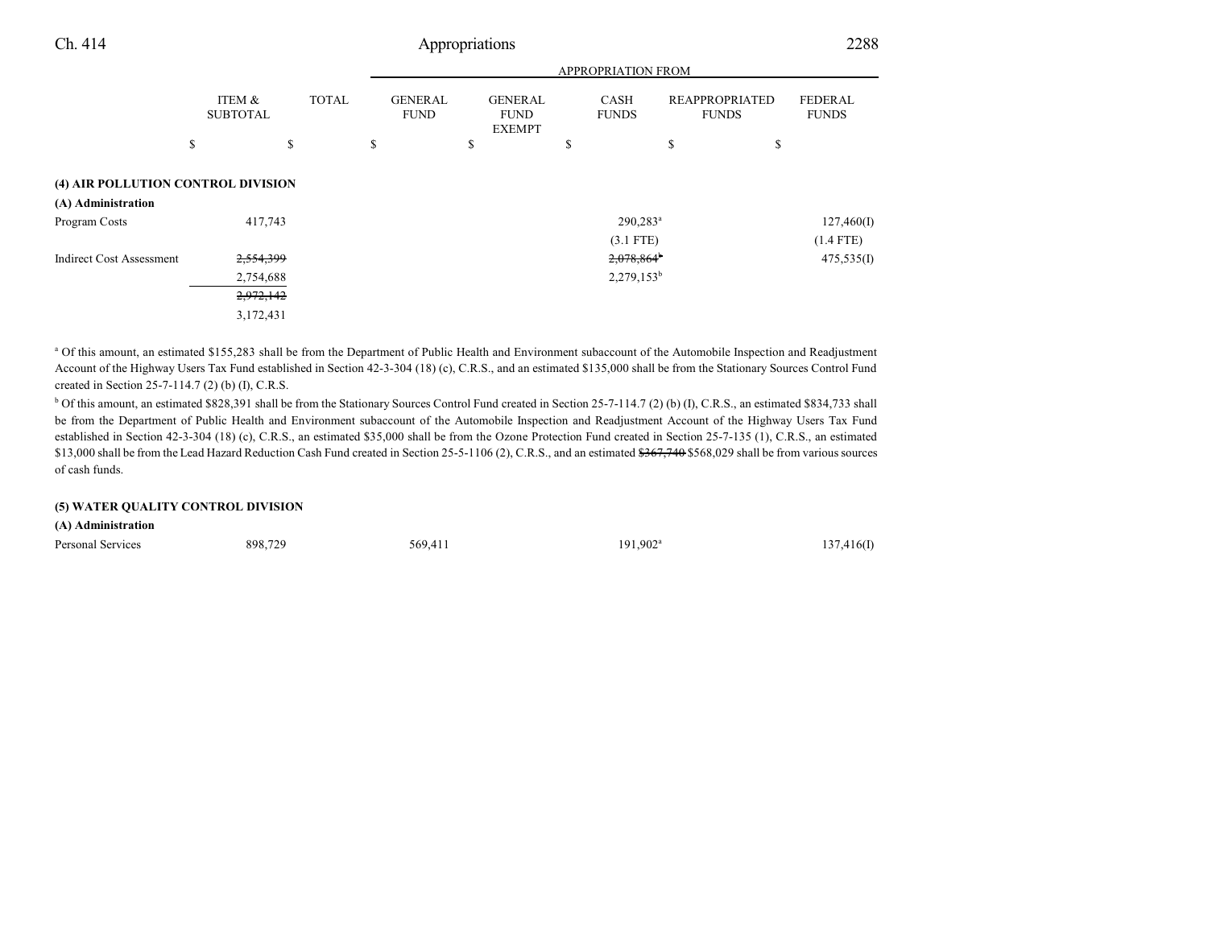| | ITEM & SUBTOTAL | TOTAL | GENERAL FUND | GENERAL FUND EXEMPT | CASH FUNDS | REAPPROPRIATED FUNDS | FEDERAL FUNDS |
|---|---|---|---|---|---|---|---|
| | $ | $ | $ | $ | $ | $ | $ |
| **(4) AIR POLLUTION CONTROL DIVISION** | | | | | | | |
| **(A) Administration** | | | | | | | |
| Program Costs | 417,743 | | | | 290,283[a] (3.1 FTE) | | 127,460(I) (1.4 FTE) |
| Indirect Cost Assessment | ~~2,554,399~~ 2,754,688 | | | | ~~2,078,864~~[b] 2,279,153[b] | | 475,535(I) |
| | ~~2,972,142~~ 3,172,431 | | | | | | |

[a] Of this amount, an estimated $155,283 shall be from the Department of Public Health and Environment subaccount of the Automobile Inspection and Readjustment Account of the Highway Users Tax Fund established in Section 42-3-304 (18) (c), C.R.S., and an estimated $135,000 shall be from the Stationary Sources Control Fund created in Section 25-7-114.7 (2) (b) (I), C.R.S.

[b] Of this amount, an estimated $828,391 shall be from the Stationary Sources Control Fund created in Section 25-7-114.7 (2) (b) (I), C.R.S., an estimated $834,733 shall be from the Department of Public Health and Environment subaccount of the Automobile Inspection and Readjustment Account of the Highway Users Tax Fund established in Section 42-3-304 (18) (c), C.R.S., an estimated $35,000 shall be from the Ozone Protection Fund created in Section 25-7-135 (1), C.R.S., an estimated $13,000 shall be from the Lead Hazard Reduction Cash Fund created in Section 25-5-1106 (2), C.R.S., and an estimated ~~$367,740~~ $568,029 shall be from various sources of cash funds.

| | ITEM & SUBTOTAL | TOTAL | GENERAL FUND | GENERAL FUND EXEMPT | CASH FUNDS | REAPPROPRIATED FUNDS | FEDERAL FUNDS |
|---|---|---|---|---|---|---|---|
| **(5) WATER QUALITY CONTROL DIVISION** | | | | | | | |
| **(A) Administration** | | | | | | | |
| Personal Services | 898,729 | | 569,411 | | 191,902[a] | | 137,416(I) |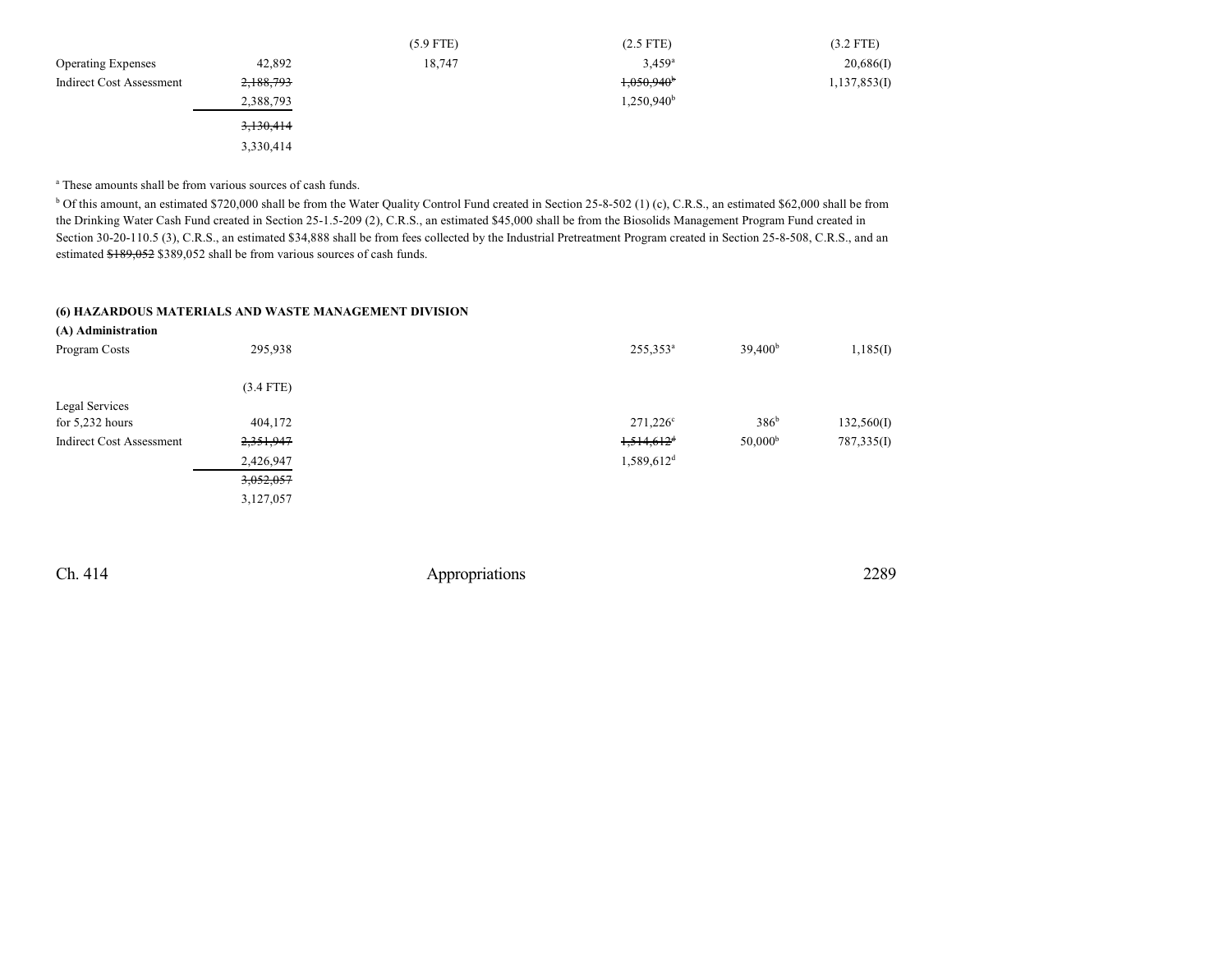| | | | | | |
|---|---|---|---|---|---|
| | | (5.9 FTE) | (2.5 FTE) | | (3.2 FTE) |
| Operating Expenses | 42,892 | 18,747 | 3,459[a] | | 20,686(I) |
| Indirect Cost Assessment | ~~2,188,793~~ | | ~~1,050,940[b]~~ | | 1,137,853(I) |
| | 2,388,793 | | 1,250,940[b] | | |
| | ~~3,130,414~~ | | | | |
| | 3,330,414 | | | | |

[a] These amounts shall be from various sources of cash funds.

[b] Of this amount, an estimated $720,000 shall be from the Water Quality Control Fund created in Section 25-8-502 (1) (c), C.R.S., an estimated $62,000 shall be from the Drinking Water Cash Fund created in Section 25-1.5-209 (2), C.R.S., an estimated $45,000 shall be from the Biosolids Management Program Fund created in Section 30-20-110.5 (3), C.R.S., an estimated $34,888 shall be from fees collected by the Industrial Pretreatment Program created in Section 25-8-508, C.R.S., and an estimated ~~$189,052~~ $389,052 shall be from various sources of cash funds.

**(6) HAZARDOUS MATERIALS AND WASTE MANAGEMENT DIVISION**

**(A) Administration**

| | | | | | |
|---|---|---|---|---|---|
| Program Costs | 295,938 | | 255,353[a] | 39,400[b] | 1,185(I) |
| | (3.4 FTE) | | | | |
| Legal Services for 5,232 hours | 404,172 | | 271,226[c] | 386[b] | 132,560(I) |
| Indirect Cost Assessment | ~~2,351,947~~ | | ~~1,514,612[d]~~ | 50,000[b] | 787,335(I) |
| | 2,426,947 | | 1,589,612[d] | | |
| | ~~3,052,057~~ | | | | |
| | 3,127,057 | | | | |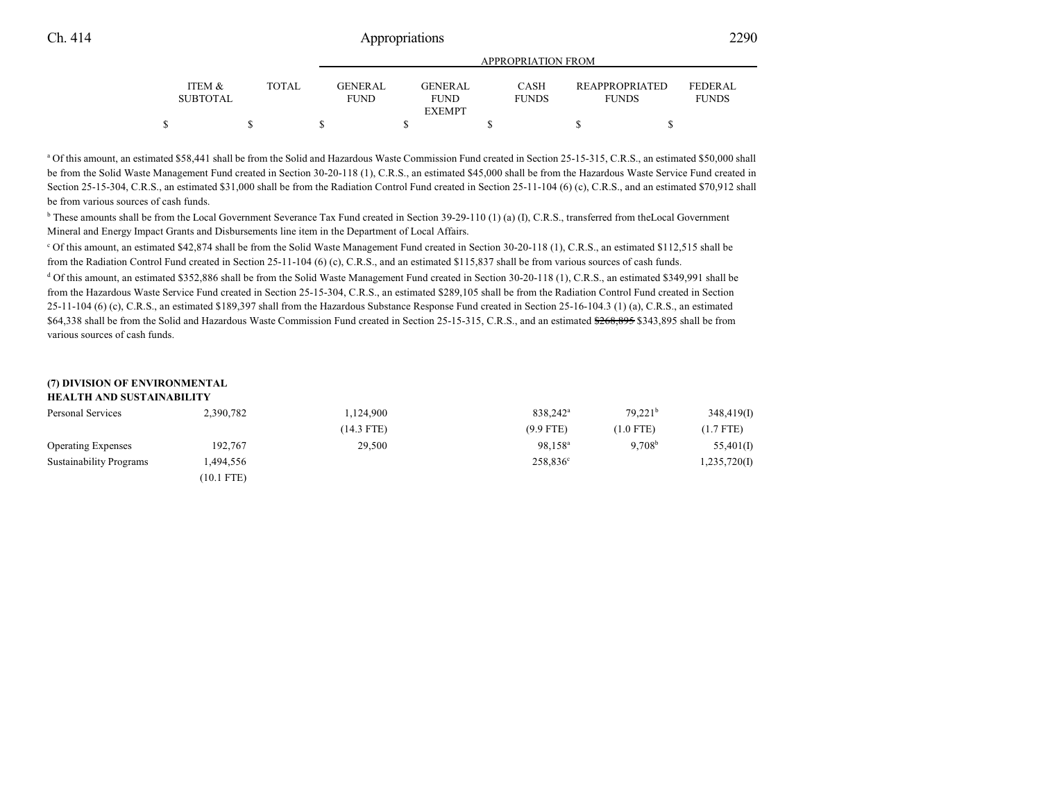| | ITEM & SUBTOTAL | TOTAL | GENERAL FUND | GENERAL FUND EXEMPT | CASH FUNDS | REAPPROPRIATED FUNDS | FEDERAL FUNDS |
|---|---|---|---|---|---|---|---|
| | $ | $ | $ | $ | $ | $ | $ |

[a] Of this amount, an estimated $58,441 shall be from the Solid and Hazardous Waste Commission Fund created in Section 25-15-315, C.R.S., an estimated $50,000 shall be from the Solid Waste Management Fund created in Section 30-20-118 (1), C.R.S., an estimated $45,000 shall be from the Hazardous Waste Service Fund created in Section 25-15-304, C.R.S., an estimated $31,000 shall be from the Radiation Control Fund created in Section 25-11-104 (6) (c), C.R.S., and an estimated $70,912 shall be from various sources of cash funds.

[b] These amounts shall be from the Local Government Severance Tax Fund created in Section 39-29-110 (1) (a) (I), C.R.S., transferred from theLocal Government Mineral and Energy Impact Grants and Disbursements line item in the Department of Local Affairs.

[c] Of this amount, an estimated $42,874 shall be from the Solid Waste Management Fund created in Section 30-20-118 (1), C.R.S., an estimated $112,515 shall be from the Radiation Control Fund created in Section 25-11-104 (6) (c), C.R.S., and an estimated $115,837 shall be from various sources of cash funds.

[d] Of this amount, an estimated $352,886 shall be from the Solid Waste Management Fund created in Section 30-20-118 (1), C.R.S., an estimated $349,991 shall be from the Hazardous Waste Service Fund created in Section 25-15-304, C.R.S., an estimated $289,105 shall be from the Radiation Control Fund created in Section 25-11-104 (6) (c), C.R.S., an estimated $189,397 shall from the Hazardous Substance Response Fund created in Section 25-16-104.3 (1) (a), C.R.S., an estimated $64,338 shall be from the Solid and Hazardous Waste Commission Fund created in Section 25-15-315, C.R.S., and an estimated ~~$268,895~~ $343,895 shall be from various sources of cash funds.

**(7) DIVISION OF ENVIRONMENTAL HEALTH AND SUSTAINABILITY**

| | ITEM & SUBTOTAL | TOTAL | GENERAL FUND | GENERAL FUND EXEMPT | CASH FUNDS | REAPPROPRIATED FUNDS | FEDERAL FUNDS |
|---|---|---|---|---|---|---|---|
| Personal Services | 2,390,782 | | 1,124,900 | | 838,242[a] | 79,221[b] | 348,419(I) |
| | | | (14.3 FTE) | | (9.9 FTE) | (1.0 FTE) | (1.7 FTE) |
| Operating Expenses | 192,767 | | 29,500 | | 98,158[a] | 9,708[b] | 55,401(I) |
| Sustainability Programs | 1,494,556 | | | | 258,836[c] | | 1,235,720(I) |
| | (10.1 FTE) | | | | | | |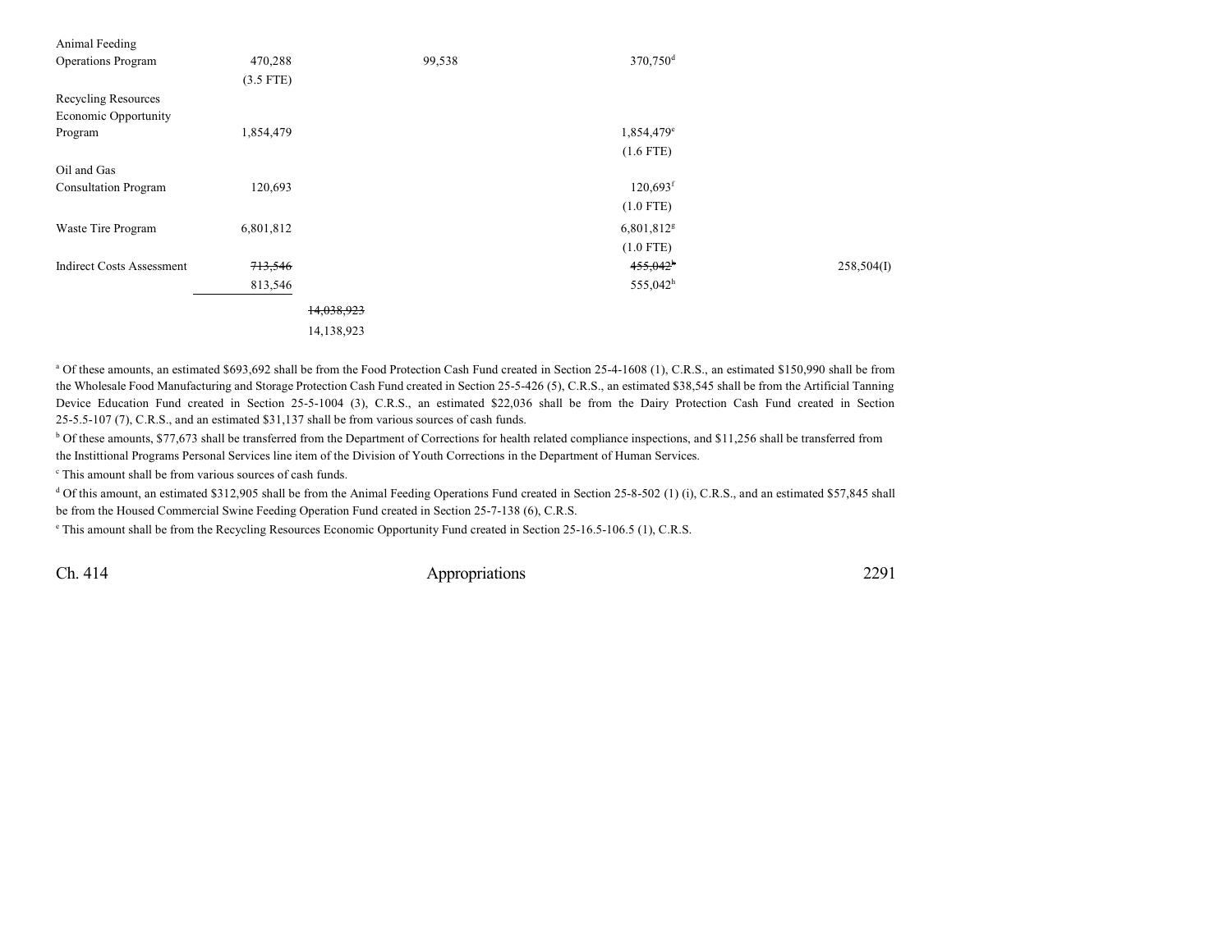| | | | | | | |
|---|---|---|---|---|---|---|
| Animal Feeding Operations Program | 470,288 (3.5 FTE) | | 99,538 | 370,750[d] | | |
| Recycling Resources Economic Opportunity Program | 1,854,479 | | | 1,854,479[e] (1.6 FTE) | | |
| Oil and Gas Consultation Program | 120,693 | | | 120,693[f] (1.0 FTE) | | |
| Waste Tire Program | 6,801,812 | | | 6,801,812[g] (1.0 FTE) | | |
| Indirect Costs Assessment | ~~713,546~~ 813,546 | | | ~~455,042[h]~~ 555,042[h] | | 258,504(I) |
| | | ~~14,038,923~~ 14,138,923 | | | | |

[a] Of these amounts, an estimated $693,692 shall be from the Food Protection Cash Fund created in Section 25-4-1608 (1), C.R.S., an estimated $150,990 shall be from the Wholesale Food Manufacturing and Storage Protection Cash Fund created in Section 25-5-426 (5), C.R.S., an estimated $38,545 shall be from the Artificial Tanning Device Education Fund created in Section 25-5-1004 (3), C.R.S., an estimated $22,036 shall be from the Dairy Protection Cash Fund created in Section 25-5.5-107 (7), C.R.S., and an estimated $31,137 shall be from various sources of cash funds.

[b] Of these amounts, $77,673 shall be transferred from the Department of Corrections for health related compliance inspections, and $11,256 shall be transferred from the Instittional Programs Personal Services line item of the Division of Youth Corrections in the Department of Human Services.

[c] This amount shall be from various sources of cash funds.

[d] Of this amount, an estimated $312,905 shall be from the Animal Feeding Operations Fund created in Section 25-8-502 (1) (i), C.R.S., and an estimated $57,845 shall be from the Housed Commercial Swine Feeding Operation Fund created in Section 25-7-138 (6), C.R.S.

[e] This amount shall be from the Recycling Resources Economic Opportunity Fund created in Section 25-16.5-106.5 (1), C.R.S.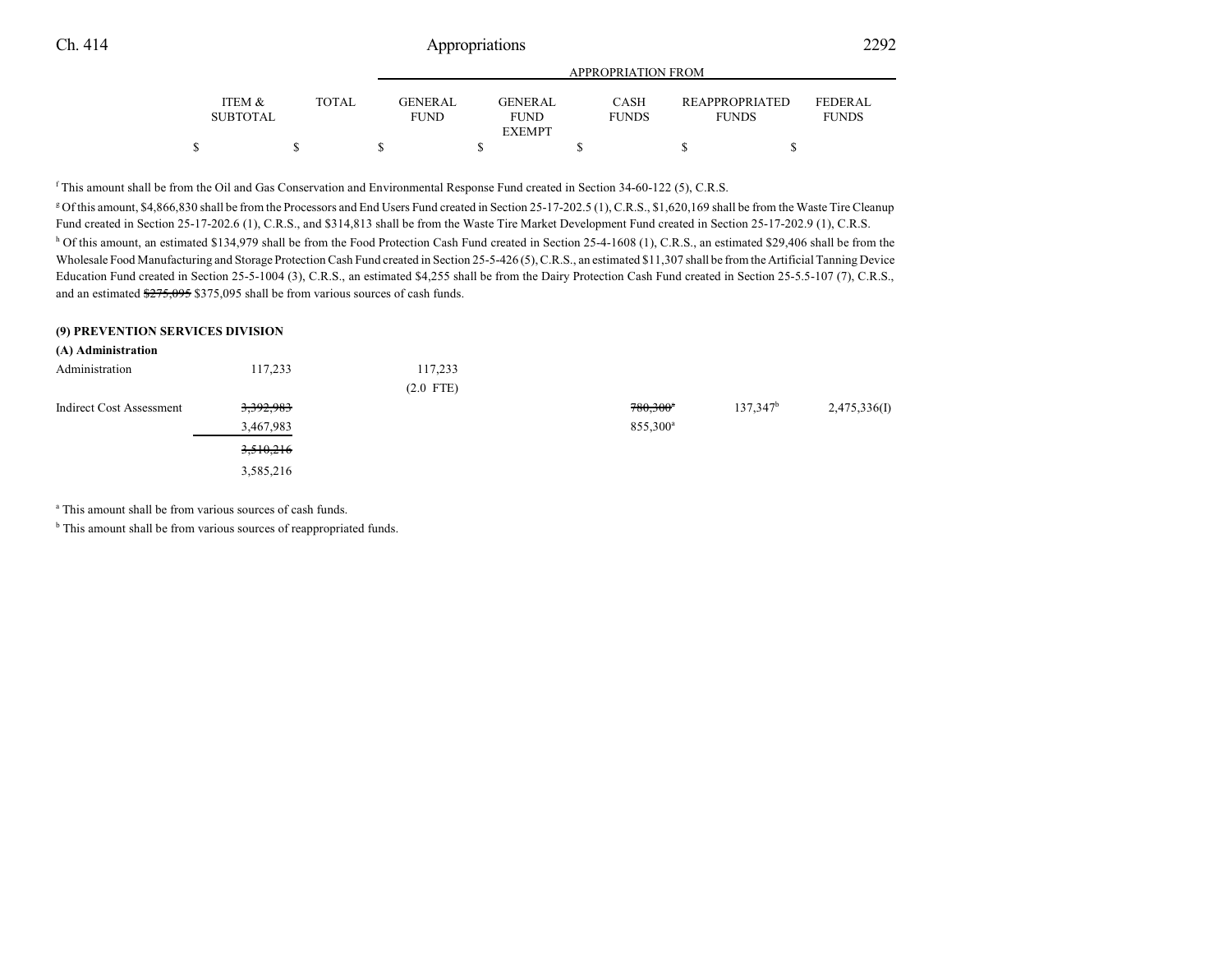| | ITEM & SUBTOTAL | TOTAL | GENERAL FUND | GENERAL FUND EXEMPT | CASH FUNDS | REAPPROPRIATED FUNDS | FEDERAL FUNDS |
|---|---|---|---|---|---|---|---|
| | | | APPROPRIATION FROM | | | | |
| | $ | $ | $ | $ | $ | $ | $ |

[f] This amount shall be from the Oil and Gas Conservation and Environmental Response Fund created in Section 34-60-122 (5), C.R.S.

[g] Of this amount, $4,866,830 shall be from the Processors and End Users Fund created in Section 25-17-202.5 (1), C.R.S., $1,620,169 shall be from the Waste Tire Cleanup Fund created in Section 25-17-202.6 (1), C.R.S., and $314,813 shall be from the Waste Tire Market Development Fund created in Section 25-17-202.9 (1), C.R.S.

[h] Of this amount, an estimated $134,979 shall be from the Food Protection Cash Fund created in Section 25-4-1608 (1), C.R.S., an estimated $29,406 shall be from the Wholesale Food Manufacturing and Storage Protection Cash Fund created in Section 25-5-426 (5), C.R.S., an estimated $11,307 shall be from the Artificial Tanning Device Education Fund created in Section 25-5-1004 (3), C.R.S., an estimated $4,255 shall be from the Dairy Protection Cash Fund created in Section 25-5.5-107 (7), C.R.S., and an estimated ~~$275,095~~ $375,095 shall be from various sources of cash funds.

**(9) PREVENTION SERVICES DIVISION**

**(A) Administration**

| | ITEM & SUBTOTAL | TOTAL | GENERAL FUND | GENERAL FUND EXEMPT | CASH FUNDS | REAPPROPRIATED FUNDS | FEDERAL FUNDS |
|---|---|---|---|---|---|---|---|
| Administration | 117,233 | | 117,233 | | | | |
| | | | (2.0 FTE) | | | | |
| Indirect Cost Assessment | ~~3,392,983~~ | | | | ~~780,300[a]~~ | 137,347[b] | 2,475,336(I) |
| | 3,467,983 | | | | 855,300[a] | | |
| | ~~3,510,216~~ | | | | | | |
| | 3,585,216 | | | | | | |

[a] This amount shall be from various sources of cash funds.

[b] This amount shall be from various sources of reappropriated funds.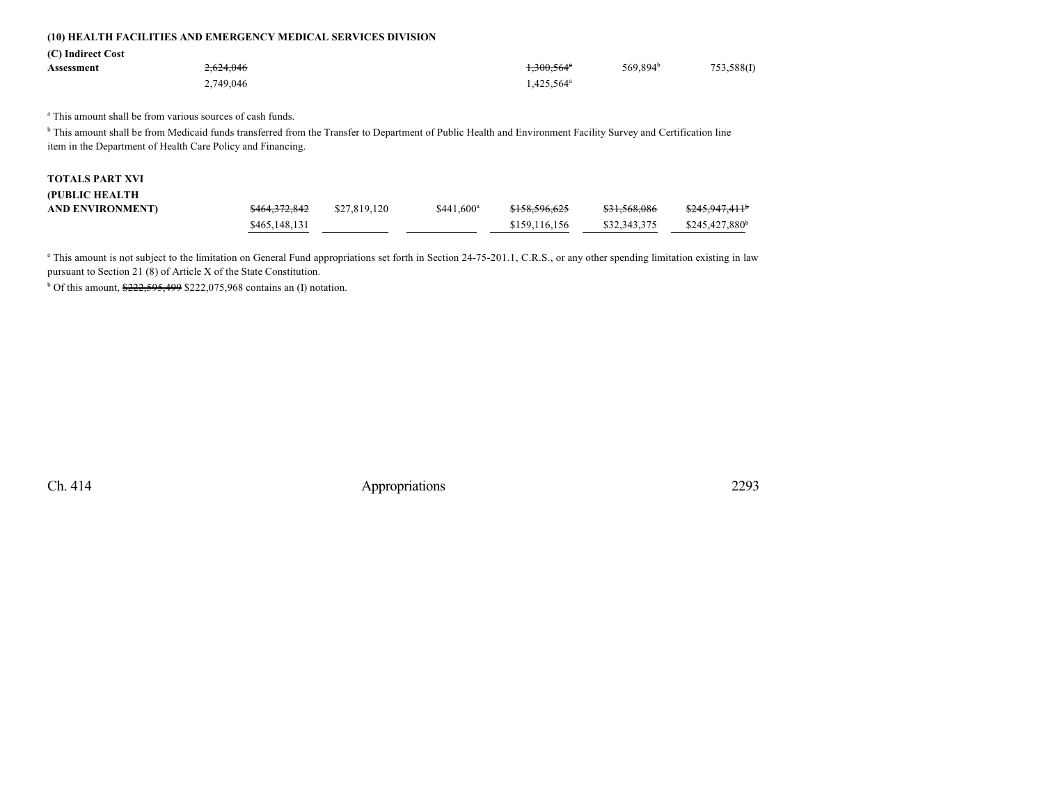**(10) HEALTH FACILITIES AND EMERGENCY MEDICAL SERVICES DIVISION**

| | | | | | | |
|---|---|---|---|---|---|---|
| **(C) Indirect Cost Assessment** | ~~2,624,046~~ 2,749,046 | | | ~~1,300,564~~[a] 1,425,564[a] | 569,894[b] | 753,588(I) |

[a] This amount shall be from various sources of cash funds.

[b] This amount shall be from Medicaid funds transferred from the Transfer to Department of Public Health and Environment Facility Survey and Certification line item in the Department of Health Care Policy and Financing.

| | | | | | | |
|---|---|---|---|---|---|---|
| **TOTALS PART XVI (PUBLIC HEALTH AND ENVIRONMENT)** | ~~$464,372,842~~ $465,148,131 | $27,819,120 | $441,600[a] | ~~$158,596,625~~ $159,116,156 | ~~$31,568,086~~ $32,343,375 | ~~$245,947,411~~[b] $245,427,880[b] |

[a] This amount is not subject to the limitation on General Fund appropriations set forth in Section 24-75-201.1, C.R.S., or any other spending limitation existing in law pursuant to Section 21 (8) of Article X of the State Constitution.

[b] Of this amount, ~~$222,595,499~~ $222,075,968 contains an (I) notation.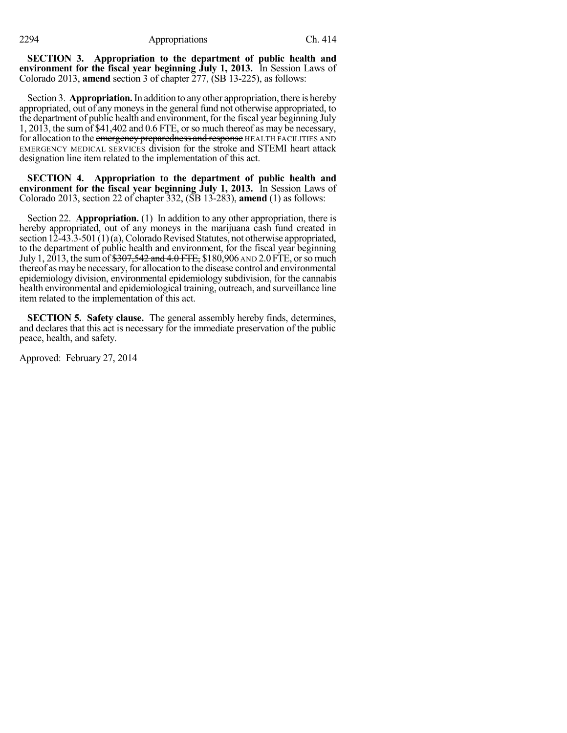**SECTION 3. Appropriation to the department of public health and environment for the fiscal year beginning July 1, 2013.** In Session Laws of Colorado 2013, **amend** section 3 of chapter 277, (SB 13-225), as follows:

Section 3. **Appropriation.** In addition to any other appropriation, there is hereby appropriated, out of any moneys in the general fund not otherwise appropriated, to the department of public health and environment, for the fiscal year beginning July 1, 2013, the sum of $41,402 and 0.6 FTE, or so much thereof as may be necessary, for allocation to the ~~emergency preparedness and response~~ HEALTH FACILITIES AND EMERGENCY MEDICAL SERVICES division for the stroke and STEMI heart attack designation line item related to the implementation of this act.

**SECTION 4. Appropriation to the department of public health and environment for the fiscal year beginning July 1, 2013.** In Session Laws of Colorado 2013, section 22 of chapter 332, (SB 13-283), **amend** (1) as follows:

Section 22. **Appropriation.** (1) In addition to any other appropriation, there is hereby appropriated, out of any moneys in the marijuana cash fund created in section 12-43.3-501 (1) (a), Colorado Revised Statutes, not otherwise appropriated, to the department of public health and environment, for the fiscal year beginning July 1, 2013, the sum of ~~$307,542 and 4.0 FTE,~~ $180,906 AND 2.0 FTE, or so much thereof as may be necessary, for allocation to the disease control and environmental epidemiology division, environmental epidemiology subdivision, for the cannabis health environmental and epidemiological training, outreach, and surveillance line item related to the implementation of this act.

**SECTION 5. Safety clause.** The general assembly hereby finds, determines, and declares that this act is necessary for the immediate preservation of the public peace, health, and safety.

Approved: February 27, 2014